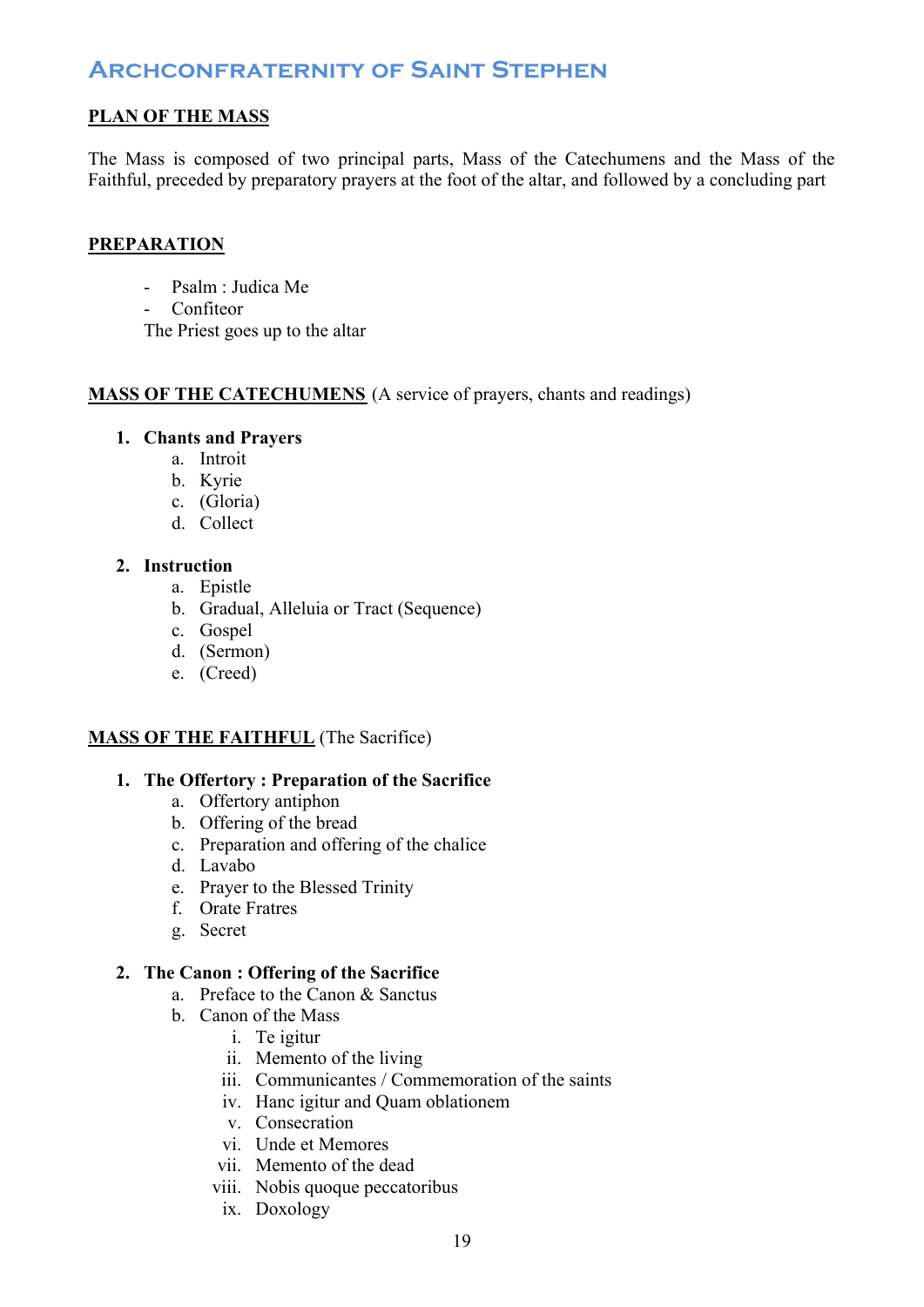# Archconfraternity of Saint Stephen

## PLAN OF THE MASS

The Mass is composed of two principal parts, Mass of the Catechumens and the Mass of the Faithful, preceded by preparatory prayers at the foot of the altar, and followed by a concluding part

## PREPARATION

- Psalm : Judica Me
- Confiteor

The Priest goes up to the altar

## MASS OF THE CATECHUMENS (A service of prayers, chants and readings)

1. **Chants and Prayers**
   a. Introit
   b. Kyrie
   c. (Gloria)
   d. Collect

2. **Instruction**
   a. Epistle
   b. Gradual, Alleluia or Tract (Sequence)
   c. Gospel
   d. (Sermon)
   e. (Creed)

## MASS OF THE FAITHFUL (The Sacrifice)

1. **The Offertory : Preparation of the Sacrifice**
   a. Offertory antiphon
   b. Offering of the bread
   c. Preparation and offering of the chalice
   d. Lavabo
   e. Prayer to the Blessed Trinity
   f. Orate Fratres
   g. Secret

2. **The Canon : Offering of the Sacrifice**
   a. Preface to the Canon & Sanctus
   b. Canon of the Mass
      i. Te igitur
      ii. Memento of the living
      iii. Communicantes / Commemoration of the saints
      iv. Hanc igitur and Quam oblationem
      v. Consecration
      vi. Unde et Memores
      vii. Memento of the dead
      viii. Nobis quoque peccatoribus
      ix. Doxology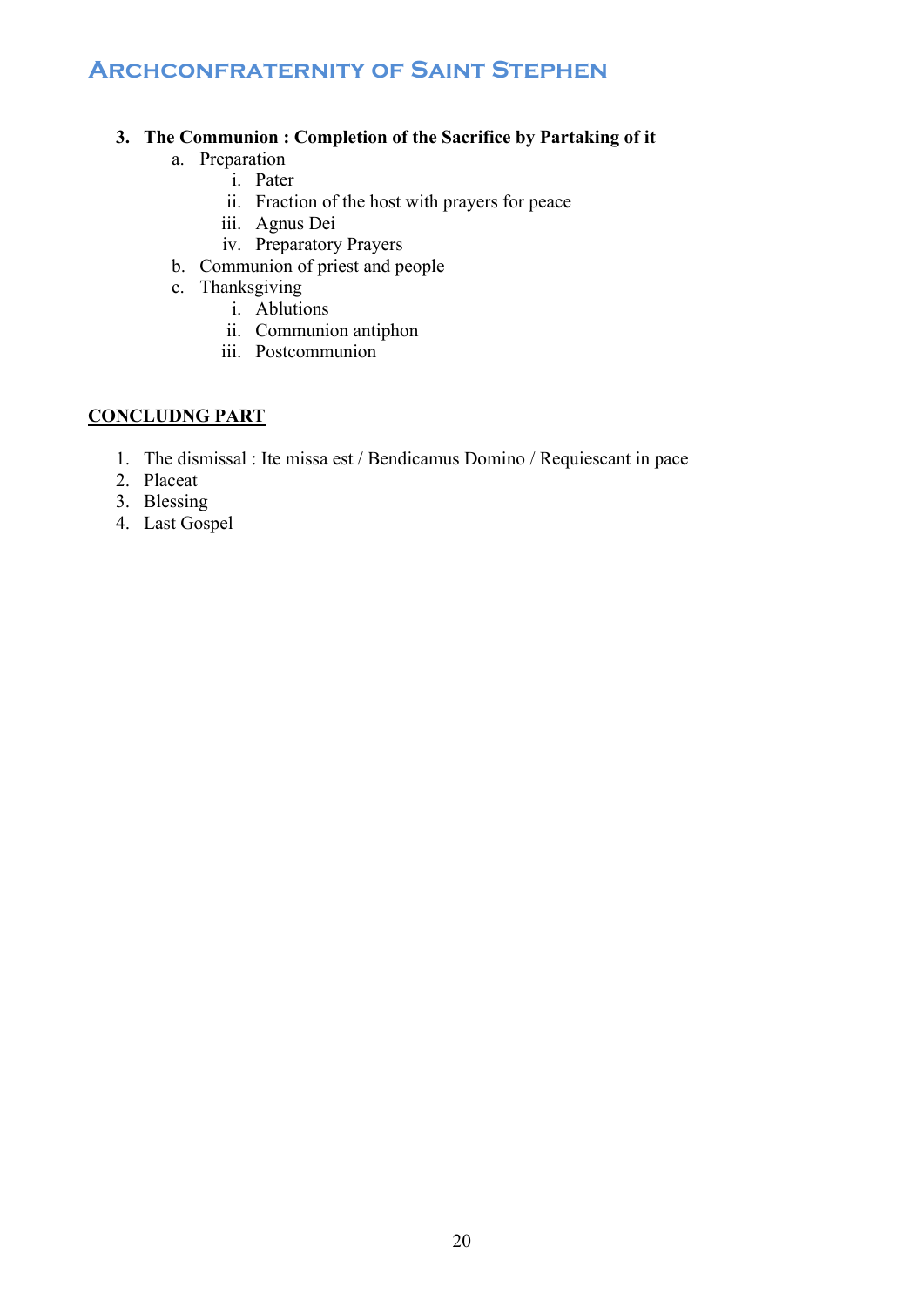3. **The Communion : Completion of the Sacrifice by Partaking of it**
    a. Preparation
        i. Pater
        ii. Fraction of the host with prayers for peace
        iii. Agnus Dei
        iv. Preparatory Prayers
    b. Communion of priest and people
    c. Thanksgiving
        i. Ablutions
        ii. Communion antiphon
        iii. Postcommunion

**<u>CONCLUDNG PART</u>**

1. The dismissal : Ite missa est / Bendicamus Domino / Requiescant in pace
2. Placeat
3. Blessing
4. Last Gospel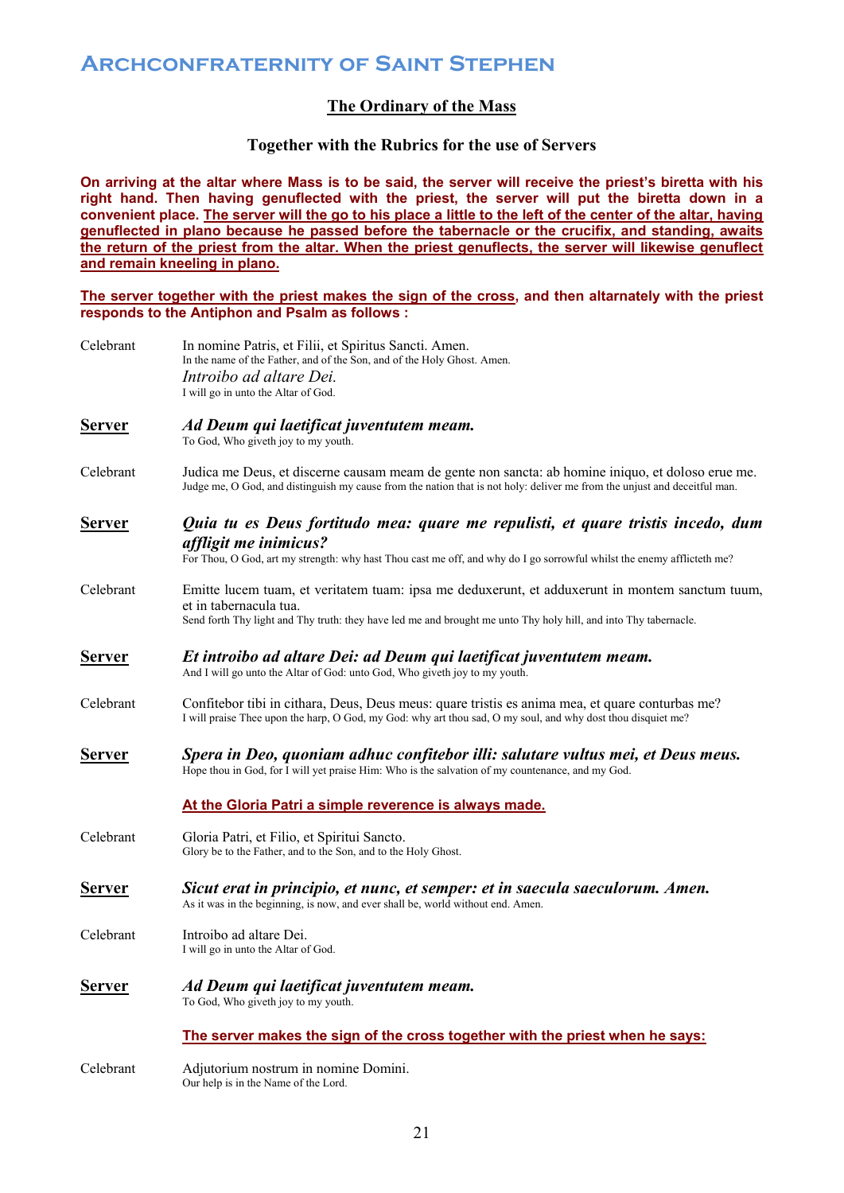# Archconfraternity of Saint Stephen

## The Ordinary of the Mass

### Together with the Rubrics for the use of Servers

**On arriving at the altar where Mass is to be said, the server will receive the priest's biretta with his right hand. Then having genuflected with the priest, the server will put the biretta down in a convenient place. The server will the go to his place a little to the left of the center of the altar, having genuflected in plano because he passed before the tabernacle or the crucifix, and standing, awaits the return of the priest from the altar. When the priest genuflects, the server will likewise genuflect and remain kneeling in plano.**

**The server together with the priest makes the sign of the cross, and then altarnately with the priest responds to the Antiphon and Psalm as follows :**

Celebrant — In nomine Patris, et Filii, et Spiritus Sancti. Amen.
In the name of the Father, and of the Son, and of the Holy Ghost. Amen.
*Introibo ad altare Dei.*
I will go in unto the Altar of God.

**Server** — ***Ad Deum qui laetificat juventutem meam.***
To God, Who giveth joy to my youth.

Celebrant — Judica me Deus, et discerne causam meam de gente non sancta: ab homine iniquo, et doloso erue me.
Judge me, O God, and distinguish my cause from the nation that is not holy: deliver me from the unjust and deceitful man.

**Server** — ***Quia tu es Deus fortitudo mea: quare me repulisti, et quare tristis incedo, dum affligit me inimicus?***
For Thou, O God, art my strength: why hast Thou cast me off, and why do I go sorrowful whilst the enemy afflicteth me?

Celebrant — Emitte lucem tuam, et veritatem tuam: ipsa me deduxerunt, et adduxerunt in montem sanctum tuum, et in tabernacula tua.
Send forth Thy light and Thy truth: they have led me and brought me unto Thy holy hill, and into Thy tabernacle.

**Server** — ***Et introibo ad altare Dei: ad Deum qui laetificat juventutem meam.***
And I will go unto the Altar of God: unto God, Who giveth joy to my youth.

Celebrant — Confitebor tibi in cithara, Deus, Deus meus: quare tristis es anima mea, et quare conturbas me?
I will praise Thee upon the harp, O God, my God: why art thou sad, O my soul, and why dost thou disquiet me?

**Server** — ***Spera in Deo, quoniam adhuc confitebor illi: salutare vultus mei, et Deus meus.***
Hope thou in God, for I will yet praise Him: Who is the salvation of my countenance, and my God.

**At the Gloria Patri a simple reverence is always made.**

Celebrant — Gloria Patri, et Filio, et Spiritui Sancto.
Glory be to the Father, and to the Son, and to the Holy Ghost.

**Server** — ***Sicut erat in principio, et nunc, et semper: et in saecula saeculorum. Amen.***
As it was in the beginning, is now, and ever shall be, world without end. Amen.

Celebrant — Introibo ad altare Dei.
I will go in unto the Altar of God.

**Server** — ***Ad Deum qui laetificat juventutem meam.***
To God, Who giveth joy to my youth.

**The server makes the sign of the cross together with the priest when he says:**

Celebrant — Adjutorium nostrum in nomine Domini.
Our help is in the Name of the Lord.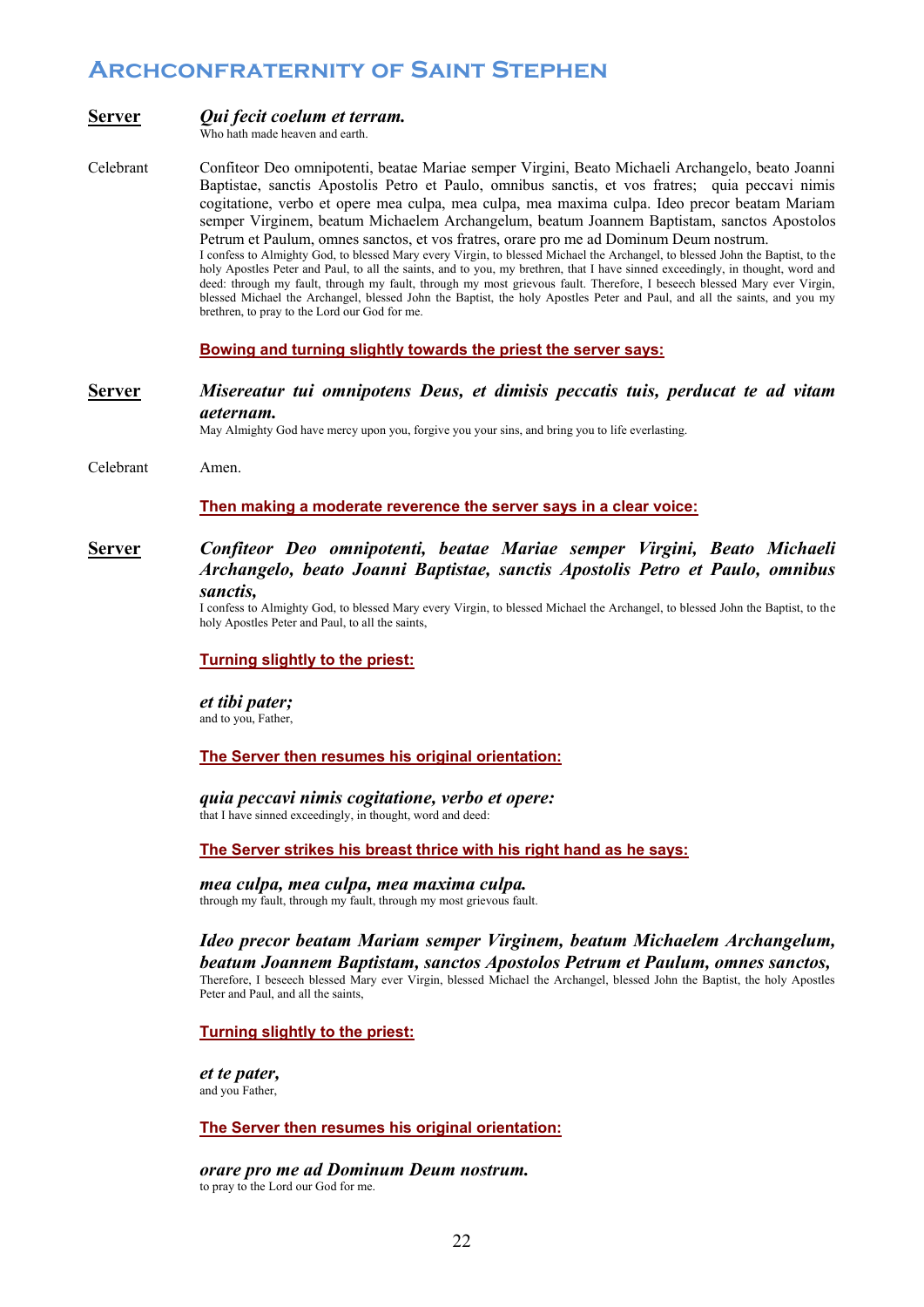**Server** ***Qui fecit coelum et terram.***
Who hath made heaven and earth.

Celebrant Confiteor Deo omnipotenti, beatae Mariae semper Virgini, Beato Michaeli Archangelo, beato Joanni Baptistae, sanctis Apostolis Petro et Paulo, omnibus sanctis, et vos fratres; quia peccavi nimis cogitatione, verbo et opere mea culpa, mea culpa, mea maxima culpa. Ideo precor beatam Mariam semper Virginem, beatum Michaelem Archangelum, beatum Joannem Baptistam, sanctos Apostolos Petrum et Paulum, omnes sanctos, et vos fratres, orare pro me ad Dominum Deum nostrum.
I confess to Almighty God, to blessed Mary every Virgin, to blessed Michael the Archangel, to blessed John the Baptist, to the holy Apostles Peter and Paul, to all the saints, and to you, my brethren, that I have sinned exceedingly, in thought, word and deed: through my fault, through my fault, through my most grievous fault. Therefore, I beseech blessed Mary ever Virgin, blessed Michael the Archangel, blessed John the Baptist, the holy Apostles Peter and Paul, and all the saints, and you my brethren, to pray to the Lord our God for me.

**Bowing and turning slightly towards the priest the server says:**

**Server** ***Misereatur tui omnipotens Deus, et dimisis peccatis tuis, perducat te ad vitam aeternam.***
May Almighty God have mercy upon you, forgive you your sins, and bring you to life everlasting.

Celebrant Amen.

**Then making a moderate reverence the server says in a clear voice:**

**Server** ***Confiteor Deo omnipotenti, beatae Mariae semper Virgini, Beato Michaeli Archangelo, beato Joanni Baptistae, sanctis Apostolis Petro et Paulo, omnibus sanctis,***
I confess to Almighty God, to blessed Mary every Virgin, to blessed Michael the Archangel, to blessed John the Baptist, to the holy Apostles Peter and Paul, to all the saints,

**Turning slightly to the priest:**

***et tibi pater;***
and to you, Father,

**The Server then resumes his original orientation:**

***quia peccavi nimis cogitatione, verbo et opere:***
that I have sinned exceedingly, in thought, word and deed:

**The Server strikes his breast thrice with his right hand as he says:**

***mea culpa, mea culpa, mea maxima culpa.***
through my fault, through my fault, through my most grievous fault.

***Ideo precor beatam Mariam semper Virginem, beatum Michaelem Archangelum, beatum Joannem Baptistam, sanctos Apostolos Petrum et Paulum, omnes sanctos,***
Therefore, I beseech blessed Mary ever Virgin, blessed Michael the Archangel, blessed John the Baptist, the holy Apostles Peter and Paul, and all the saints,

**Turning slightly to the priest:**

***et te pater,***
and you Father,

**The Server then resumes his original orientation:**

***orare pro me ad Dominum Deum nostrum.***
to pray to the Lord our God for me.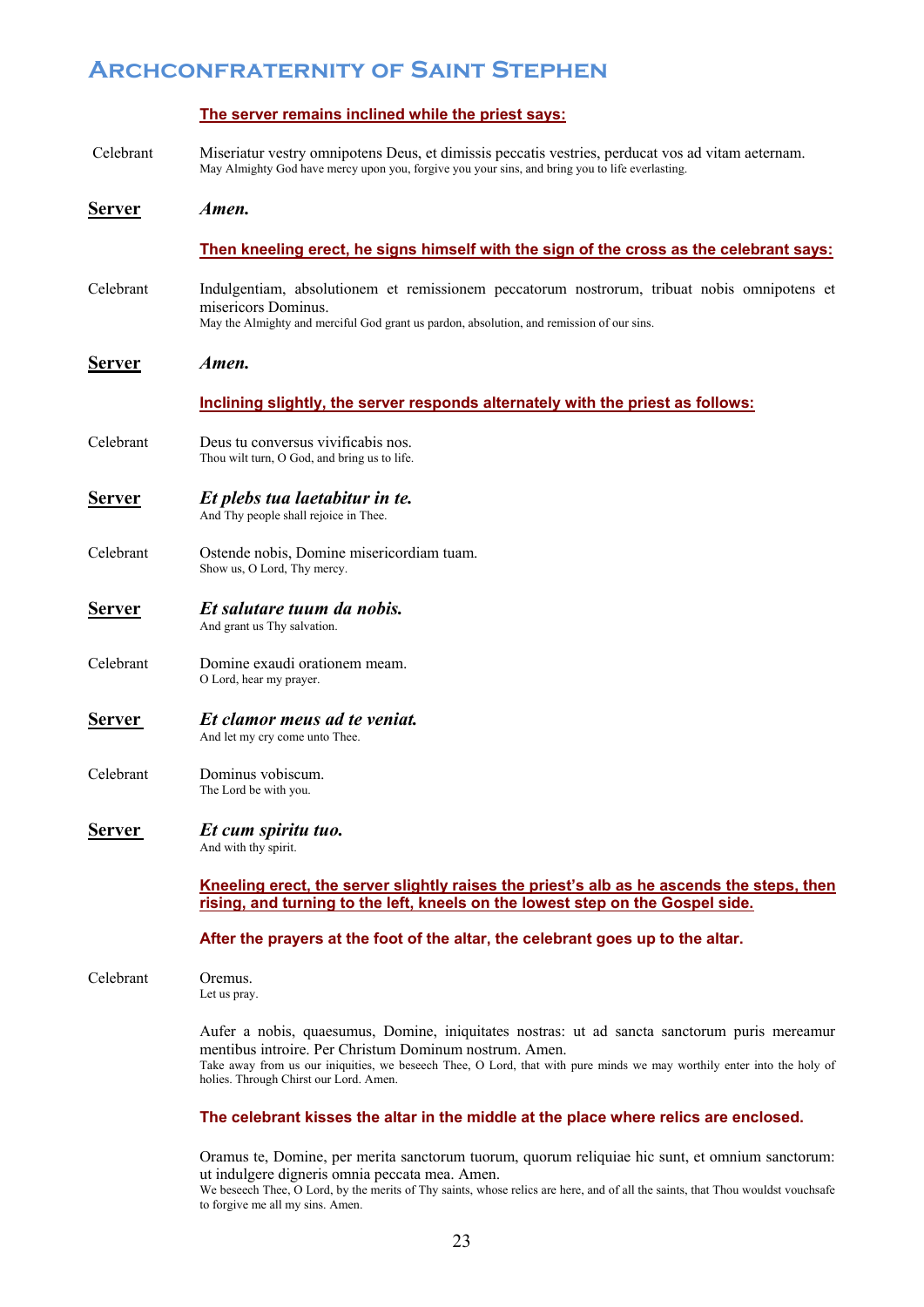**The server remains inclined while the priest says:**

Celebrant — Miseriatur vestry omnipotens Deus, et dimissis peccatis vestries, perducat vos ad vitam aeternam.
May Almighty God have mercy upon you, forgive you your sins, and bring you to life everlasting.

**Server** — ***Amen.***

**Then kneeling erect, he signs himself with the sign of the cross as the celebrant says:**

Celebrant — Indulgentiam, absolutionem et remissionem peccatorum nostrorum, tribuat nobis omnipotens et misericors Dominus.
May the Almighty and merciful God grant us pardon, absolution, and remission of our sins.

**Server** — ***Amen.***

**Inclining slightly, the server responds alternately with the priest as follows:**

Celebrant — Deus tu conversus vivificabis nos.
Thou wilt turn, O God, and bring us to life.

**Server** — ***Et plebs tua laetabitur in te.***
And Thy people shall rejoice in Thee.

Celebrant — Ostende nobis, Domine misericordiam tuam.
Show us, O Lord, Thy mercy.

**Server** — ***Et salutare tuum da nobis.***
And grant us Thy salvation.

Celebrant — Domine exaudi orationem meam.
O Lord, hear my prayer.

**Server** — ***Et clamor meus ad te veniat.***
And let my cry come unto Thee.

Celebrant — Dominus vobiscum.
The Lord be with you.

**Server** — ***Et cum spiritu tuo.***
And with thy spirit.

**Kneeling erect, the server slightly raises the priest's alb as he ascends the steps, then rising, and turning to the left, kneels on the lowest step on the Gospel side.**

**After the prayers at the foot of the altar, the celebrant goes up to the altar.**

Celebrant — Oremus.
Let us pray.

Aufer a nobis, quaesumus, Domine, iniquitates nostras: ut ad sancta sanctorum puris mereamur mentibus introire. Per Christum Dominum nostrum. Amen.
Take away from us our iniquities, we beseech Thee, O Lord, that with pure minds we may worthily enter into the holy of holies. Through Chirst our Lord. Amen.

**The celebrant kisses the altar in the middle at the place where relics are enclosed.**

Oramus te, Domine, per merita sanctorum tuorum, quorum reliquiae hic sunt, et omnium sanctorum: ut indulgere digneris omnia peccata mea. Amen.
We beseech Thee, O Lord, by the merits of Thy saints, whose relics are here, and of all the saints, that Thou wouldst vouchsafe to forgive me all my sins. Amen.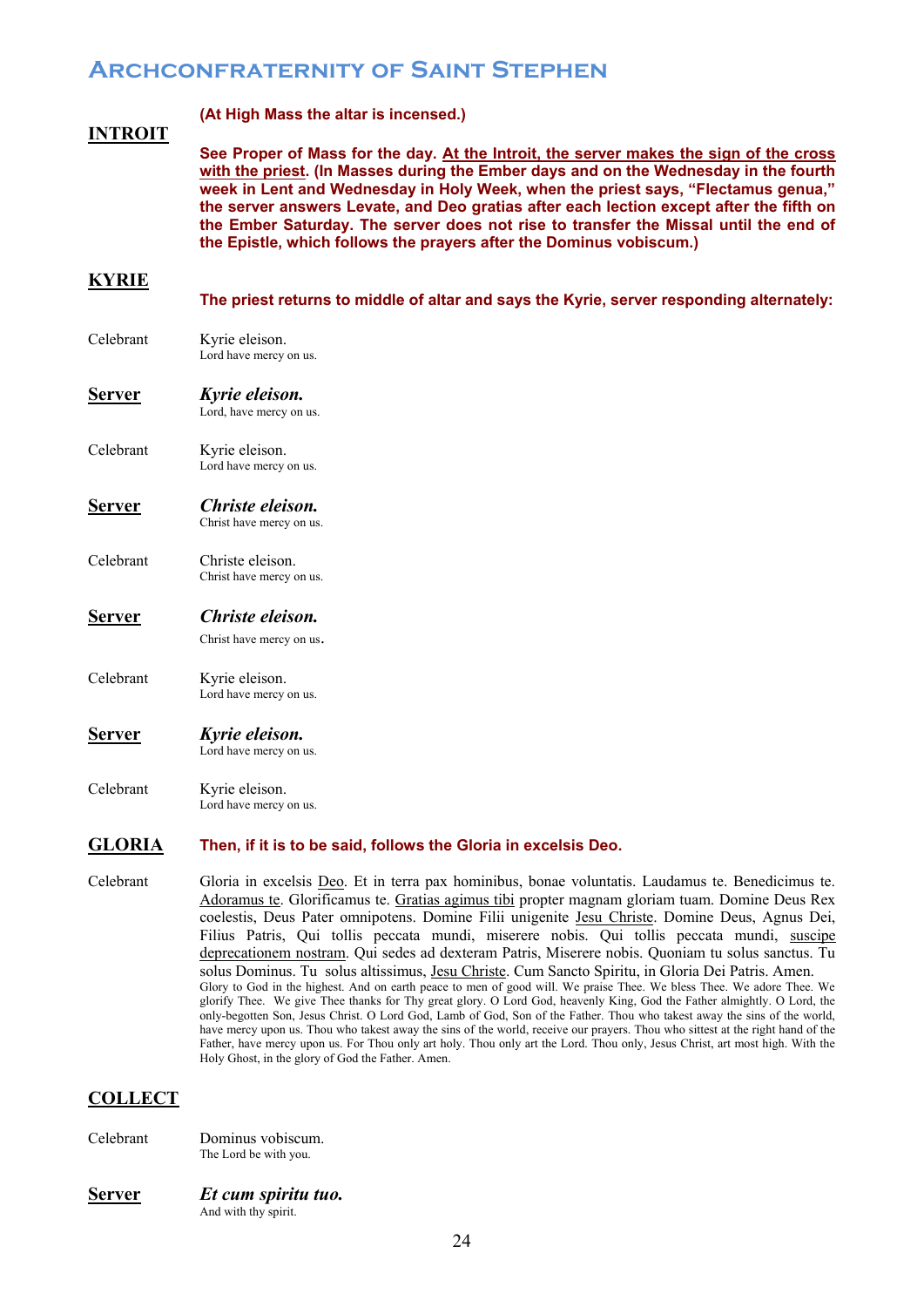**(At High Mass the altar is incensed.)**

## INTROIT

**See Proper of Mass for the day. At the Introit, the server makes the sign of the cross with the priest. (In Masses during the Ember days and on the Wednesday in the fourth week in Lent and Wednesday in Holy Week, when the priest says, "Flectamus genua," the server answers Levate, and Deo gratias after each lection except after the fifth on the Ember Saturday. The server does not rise to transfer the Missal until the end of the Epistle, which follows the prayers after the Dominus vobiscum.)**

## KYRIE

**The priest returns to middle of altar and says the Kyrie, server responding alternately:**

Celebrant — Kyrie eleison.
Lord have mercy on us.

**Server** — ***Kyrie eleison.***
Lord, have mercy on us.

Celebrant — Kyrie eleison.
Lord have mercy on us.

**Server** — ***Christe eleison.***
Christ have mercy on us.

Celebrant — Christe eleison.
Christ have mercy on us.

**Server** — ***Christe eleison.***
Christ have mercy on us.

Celebrant — Kyrie eleison.
Lord have mercy on us.

**Server** — ***Kyrie eleison.***
Lord have mercy on us.

Celebrant — Kyrie eleison.
Lord have mercy on us.

## GLORIA

**Then, if it is to be said, follows the Gloria in excelsis Deo.**

Celebrant — Gloria in excelsis Deo. Et in terra pax hominibus, bonae voluntatis. Laudamus te. Benedicimus te. Adoramus te. Glorificamus te. Gratias agimus tibi propter magnam gloriam tuam. Domine Deus Rex coelestis, Deus Pater omnipotens. Domine Filii unigenite Jesu Christe. Domine Deus, Agnus Dei, Filius Patris, Qui tollis peccata mundi, miserere nobis. Qui tollis peccata mundi, suscipe deprecationem nostram. Qui sedes ad dexteram Patris, Miserere nobis. Quoniam tu solus sanctus. Tu solus Dominus. Tu solus altissimus, Jesu Christe. Cum Sancto Spiritu, in Gloria Dei Patris. Amen.
Glory to God in the highest. And on earth peace to men of good will. We praise Thee. We bless Thee. We adore Thee. We glorify Thee. We give Thee thanks for Thy great glory. O Lord God, heavenly King, God the Father almightly. O Lord, the only-begotten Son, Jesus Christ. O Lord God, Lamb of God, Son of the Father. Thou who takest away the sins of the world, have mercy upon us. Thou who takest away the sins of the world, receive our prayers. Thou who sittest at the right hand of the Father, have mercy upon us. For Thou only art holy. Thou only art the Lord. Thou only, Jesus Christ, art most high. With the Holy Ghost, in the glory of God the Father. Amen.

## COLLECT

Celebrant — Dominus vobiscum.
The Lord be with you.

**Server** — ***Et cum spiritu tuo.***
And with thy spirit.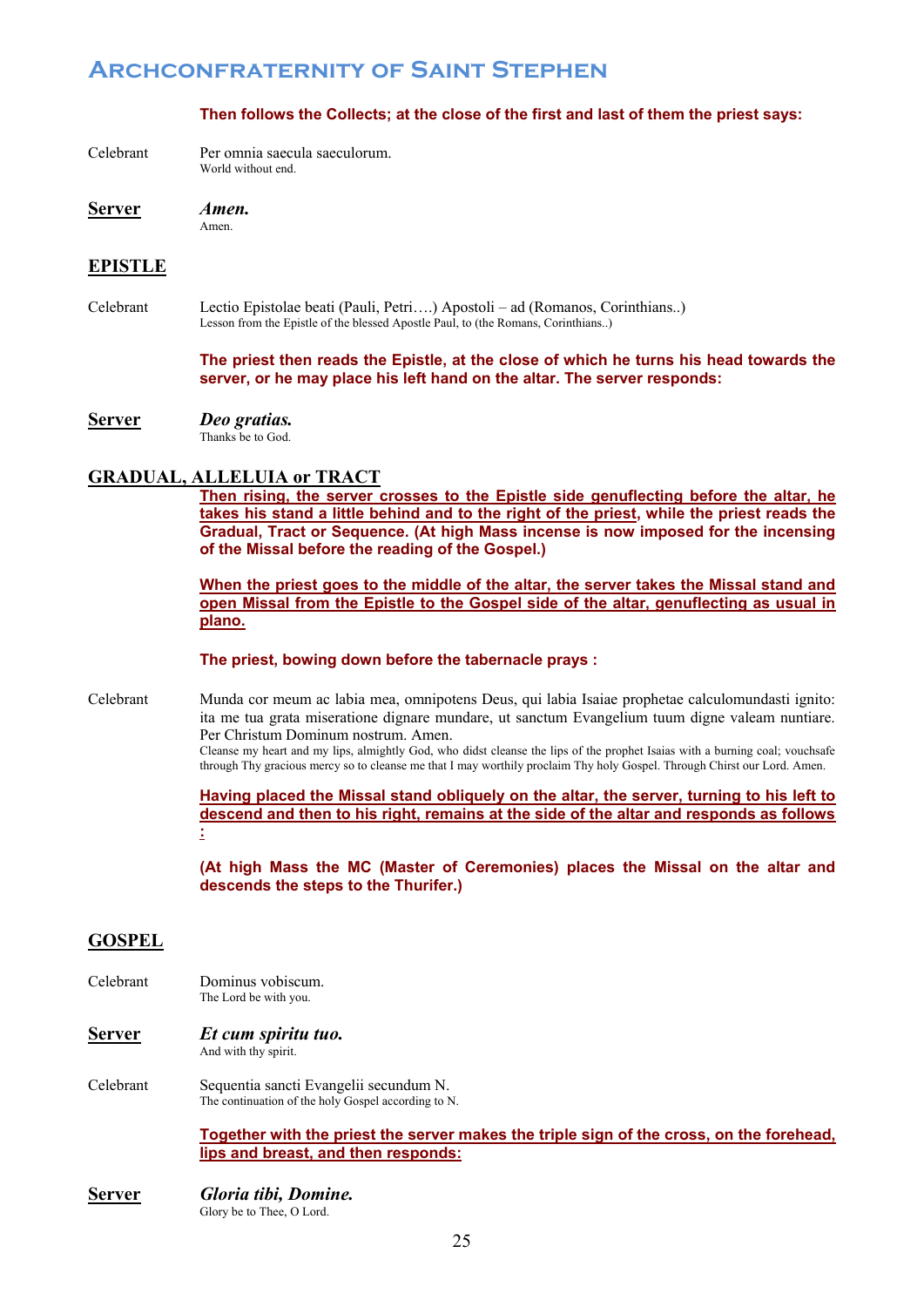**Then follows the Collects; at the close of the first and last of them the priest says:**

Celebrant — Per omnia saecula saeculorum.
World without end.

**Server** — ***Amen.***
Amen.

## EPISTLE

Celebrant — Lectio Epistolae beati (Pauli, Petri….) Apostoli – ad (Romanos, Corinthians..)
Lesson from the Epistle of the blessed Apostle Paul, to (the Romans, Corinthians..)

**The priest then reads the Epistle, at the close of which he turns his head towards the server, or he may place his left hand on the altar. The server responds:**

**Server** — ***Deo gratias.***
Thanks be to God.

## GRADUAL, ALLELUIA or TRACT

**Then rising, the server crosses to the Epistle side genuflecting before the altar, he takes his stand a little behind and to the right of the priest, while the priest reads the Gradual, Tract or Sequence. (At high Mass incense is now imposed for the incensing of the Missal before the reading of the Gospel.)**

**When the priest goes to the middle of the altar, the server takes the Missal stand and open Missal from the Epistle to the Gospel side of the altar, genuflecting as usual in plano.**

**The priest, bowing down before the tabernacle prays :**

Celebrant — Munda cor meum ac labia mea, omnipotens Deus, qui labia Isaiae prophetae calculomundasti ignito: ita me tua grata miseratione dignare mundare, ut sanctum Evangelium tuum digne valeam nuntiare. Per Christum Dominum nostrum. Amen.
Cleanse my heart and my lips, almightly God, who didst cleanse the lips of the prophet Isaias with a burning coal; vouchsafe through Thy gracious mercy so to cleanse me that I may worthily proclaim Thy holy Gospel. Through Chirst our Lord. Amen.

**Having placed the Missal stand obliquely on the altar, the server, turning to his left to descend and then to his right, remains at the side of the altar and responds as follows :**

**(At high Mass the MC (Master of Ceremonies) places the Missal on the altar and descends the steps to the Thurifer.)**

## GOSPEL

Celebrant — Dominus vobiscum.
The Lord be with you.

**Server** — ***Et cum spiritu tuo.***
And with thy spirit.

Celebrant — Sequentia sancti Evangelii secundum N.
The continuation of the holy Gospel according to N.

**Together with the priest the server makes the triple sign of the cross, on the forehead, lips and breast, and then responds:**

**Server** — ***Gloria tibi, Domine.***
Glory be to Thee, O Lord.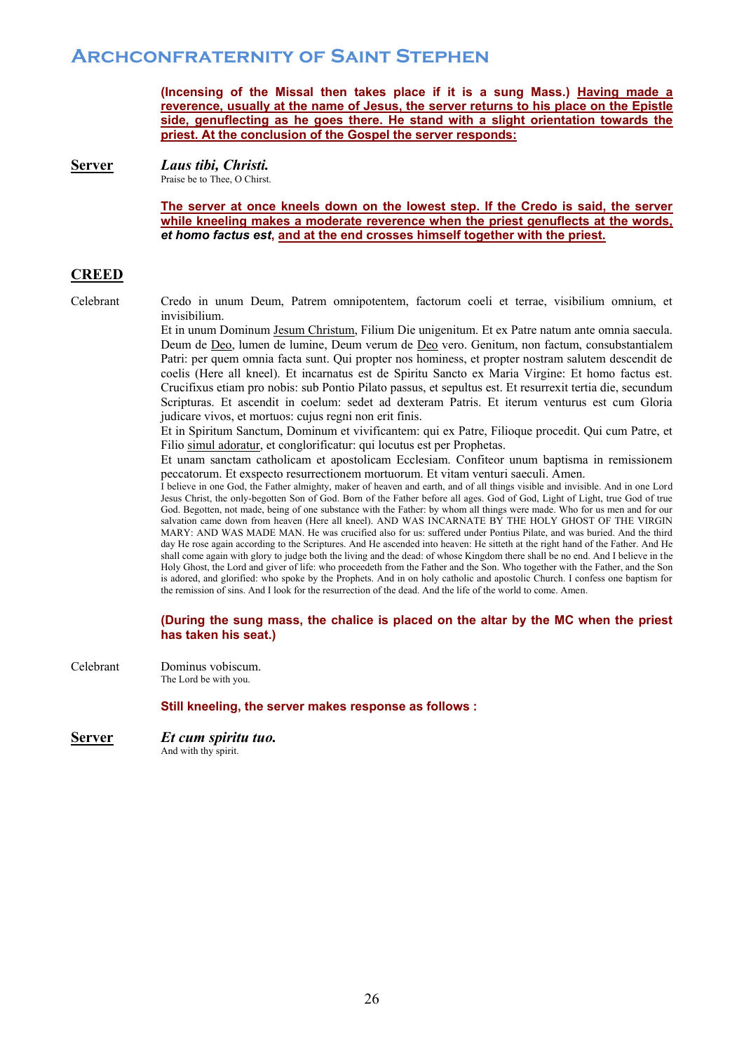**(Incensing of the Missal then takes place if it is a sung Mass.) Having made a reverence, usually at the name of Jesus, the server returns to his place on the Epistle side, genuflecting as he goes there. He stand with a slight orientation towards the priest. At the conclusion of the Gospel the server responds:**

**Server** ***Laus tibi, Christi.***
Praise be to Thee, O Chirst.

**The server at once kneels down on the lowest step. If the Credo is said, the server while kneeling makes a moderate reverence when the priest genuflects at the words, *et homo factus est*, and at the end crosses himself together with the priest.**

## CREED

Celebrant Credo in unum Deum, Patrem omnipotentem, factorum coeli et terrae, visibilium omnium, et invisibilium.
Et in unum Dominum Jesum Christum, Filium Die unigenitum. Et ex Patre natum ante omnia saecula. Deum de Deo, lumen de lumine, Deum verum de Deo vero. Genitum, non factum, consubstantialem Patri: per quem omnia facta sunt. Qui propter nos hominess, et propter nostram salutem descendit de coelis (Here all kneel). Et incarnatus est de Spiritu Sancto ex Maria Virgine: Et homo factus est. Crucifixus etiam pro nobis: sub Pontio Pilato passus, et sepultus est. Et resurrexit tertia die, secundum Scripturas. Et ascendit in coelum: sedet ad dexteram Patris. Et iterum venturus est cum Gloria judicare vivos, et mortuos: cujus regni non erit finis.
Et in Spiritum Sanctum, Dominum et vivificantem: qui ex Patre, Filioque procedit. Qui cum Patre, et Filio simul adoratur, et conglorificatur: qui locutus est per Prophetas.
Et unam sanctam catholicam et apostolicam Ecclesiam. Confiteor unum baptisma in remissionem peccatorum. Et exspecto resurrectionem mortuorum. Et vitam venturi saeculi. Amen.
I believe in one God, the Father almighty, maker of heaven and earth, and of all things visible and invisible. And in one Lord Jesus Christ, the only-begotten Son of God. Born of the Father before all ages. God of God, Light of Light, true God of true God. Begotten, not made, being of one substance with the Father: by whom all things were made. Who for us men and for our salvation came down from heaven (Here all kneel). AND WAS INCARNATE BY THE HOLY GHOST OF THE VIRGIN MARY: AND WAS MADE MAN. He was crucified also for us: suffered under Pontius Pilate, and was buried. And the third day He rose again according to the Scriptures. And He ascended into heaven: He sitteth at the right hand of the Father. And He shall come again with glory to judge both the living and the dead: of whose Kingdom there shall be no end. And I believe in the Holy Ghost, the Lord and giver of life: who proceedeth from the Father and the Son. Who together with the Father, and the Son is adored, and glorified: who spoke by the Prophets. And in on holy catholic and apostolic Church. I confess one baptism for the remission of sins. And I look for the resurrection of the dead. And the life of the world to come. Amen.

**(During the sung mass, the chalice is placed on the altar by the MC when the priest has taken his seat.)**

Celebrant Dominus vobiscum.
The Lord be with you.

**Still kneeling, the server makes response as follows :**

**Server** ***Et cum spiritu tuo.***
And with thy spirit.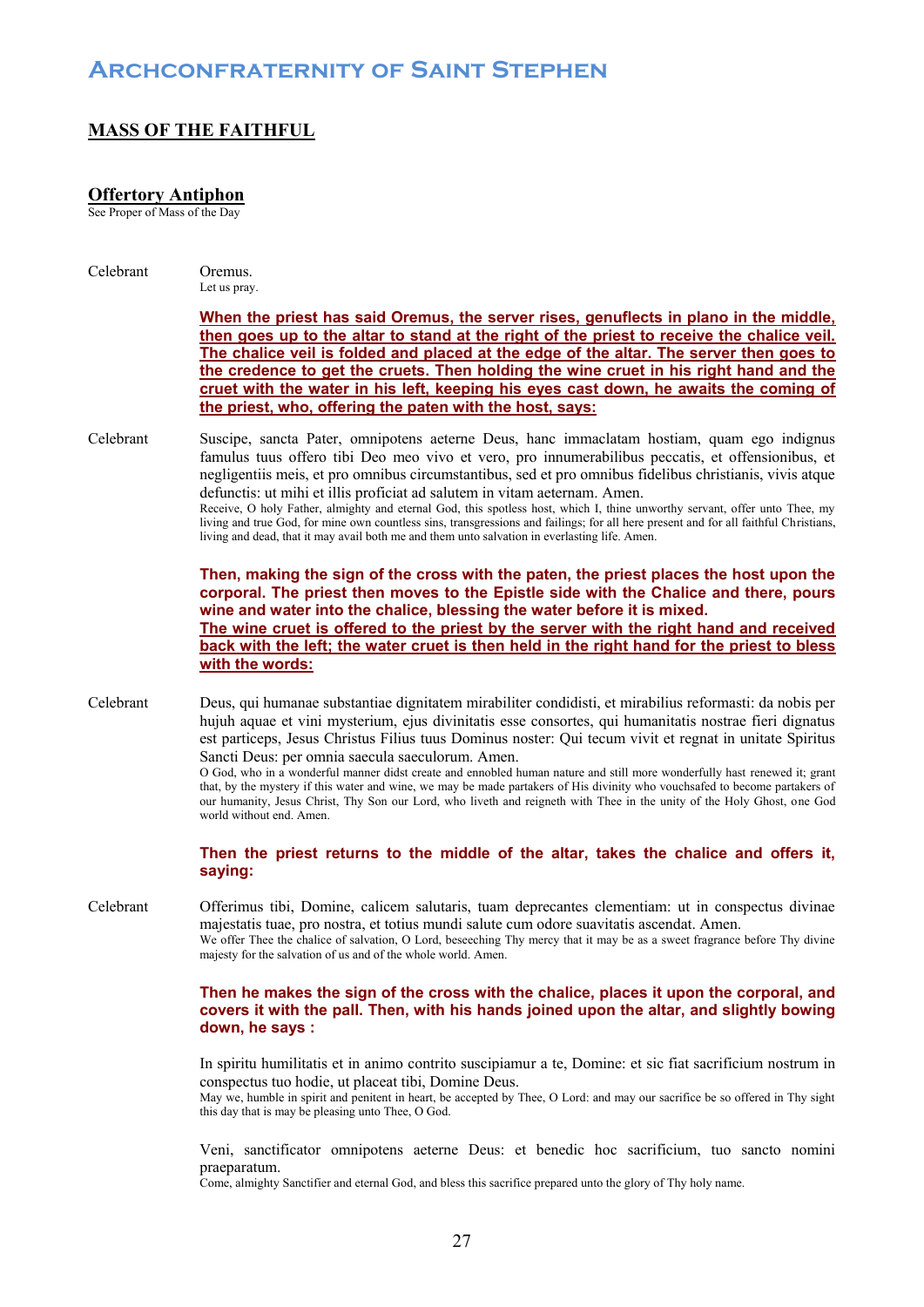## MASS OF THE FAITHFUL

### Offertory Antiphon

See Proper of Mass of the Day

Celebrant Oremus.
Let us pray.

**When the priest has said Oremus, the server rises, genuflects in plano in the middle, then goes up to the altar to stand at the right of the priest to receive the chalice veil. The chalice veil is folded and placed at the edge of the altar. The server then goes to the credence to get the cruets. Then holding the wine cruet in his right hand and the cruet with the water in his left, keeping his eyes cast down, he awaits the coming of the priest, who, offering the paten with the host, says:**

Celebrant Suscipe, sancta Pater, omnipotens aeterne Deus, hanc immaclatam hostiam, quam ego indignus famulus tuus offero tibi Deo meo vivo et vero, pro innumerabilibus peccatis, et offensionibus, et negligentiis meis, et pro omnibus circumstantibus, sed et pro omnibus fidelibus christianis, vivis atque defunctis: ut mihi et illis proficiat ad salutem in vitam aeternam. Amen.
Receive, O holy Father, almighty and eternal God, this spotless host, which I, thine unworthy servant, offer unto Thee, my living and true God, for mine own countless sins, transgressions and failings; for all here present and for all faithful Christians, living and dead, that it may avail both me and them unto salvation in everlasting life. Amen.

**Then, making the sign of the cross with the paten, the priest places the host upon the corporal. The priest then moves to the Epistle side with the Chalice and there, pours wine and water into the chalice, blessing the water before it is mixed.**
**The wine cruet is offered to the priest by the server with the right hand and received back with the left; the water cruet is then held in the right hand for the priest to bless with the words:**

Celebrant Deus, qui humanae substantiae dignitatem mirabiliter condidisti, et mirabilius reformasti: da nobis per hujuh aquae et vini mysterium, ejus divinitatis esse consortes, qui humanitatis nostrae fieri dignatus est particeps, Jesus Christus Filius tuus Dominus noster: Qui tecum vivit et regnat in unitate Spiritus Sancti Deus: per omnia saecula saeculorum. Amen.
O God, who in a wonderful manner didst create and ennobled human nature and still more wonderfully hast renewed it; grant that, by the mystery if this water and wine, we may be made partakers of His divinity who vouchsafed to become partakers of our humanity, Jesus Christ, Thy Son our Lord, who liveth and reigneth with Thee in the unity of the Holy Ghost, one God world without end. Amen.

**Then the priest returns to the middle of the altar, takes the chalice and offers it, saying:**

Celebrant Offerimus tibi, Domine, calicem salutaris, tuam deprecantes clementiam: ut in conspectus divinae majestatis tuae, pro nostra, et totius mundi salute cum odore suavitatis ascendat. Amen.
We offer Thee the chalice of salvation, O Lord, beseeching Thy mercy that it may be as a sweet fragrance before Thy divine majesty for the salvation of us and of the whole world. Amen.

**Then he makes the sign of the cross with the chalice, places it upon the corporal, and covers it with the pall. Then, with his hands joined upon the altar, and slightly bowing down, he says :**

In spiritu humilitatis et in animo contrito suscipiamur a te, Domine: et sic fiat sacrificium nostrum in conspectus tuo hodie, ut placeat tibi, Domine Deus.
May we, humble in spirit and penitent in heart, be accepted by Thee, O Lord: and may our sacrifice be so offered in Thy sight this day that is may be pleasing unto Thee, O God.

Veni, sanctificator omnipotens aeterne Deus: et benedic hoc sacrificium, tuo sancto nomini praeparatum.
Come, almighty Sanctifier and eternal God, and bless this sacrifice prepared unto the glory of Thy holy name.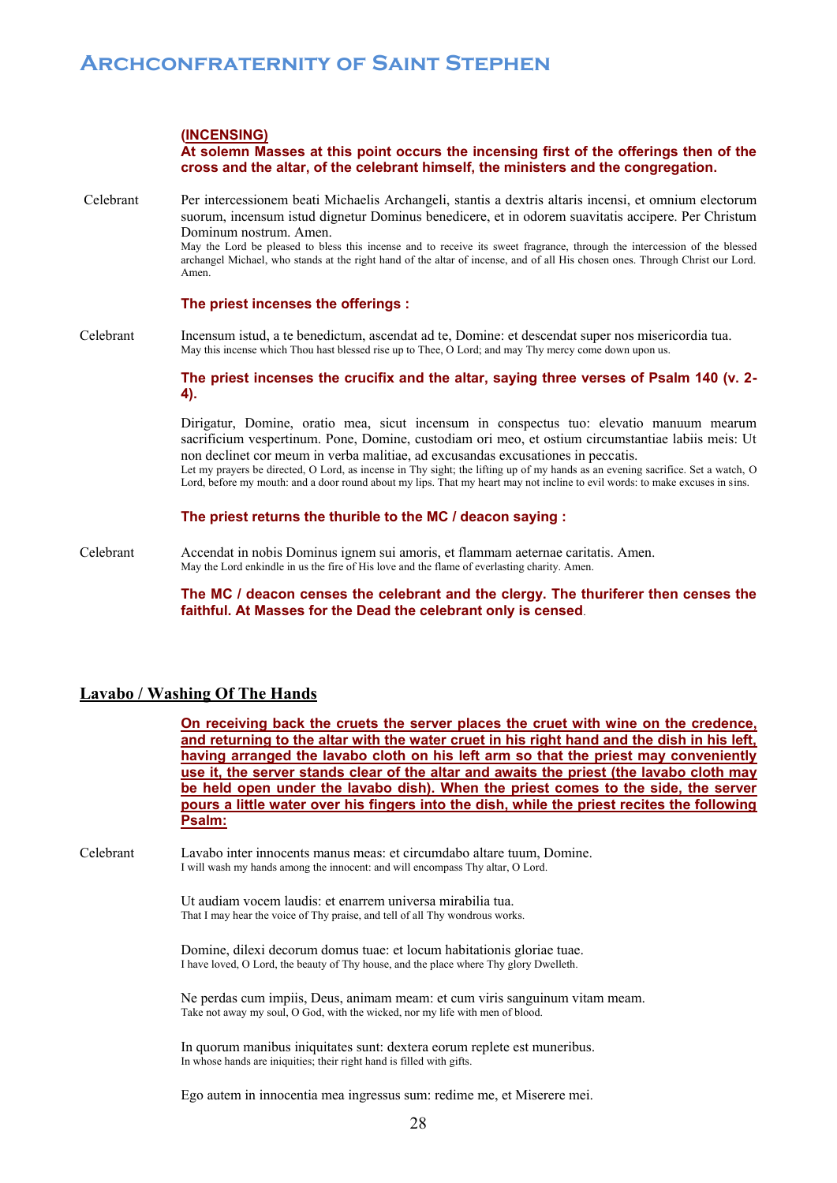**(INCENSING)**

**At solemn Masses at this point occurs the incensing first of the offerings then of the cross and the altar, of the celebrant himself, the ministers and the congregation.**

Celebrant: Per intercessionem beati Michaelis Archangeli, stantis a dextris altaris incensi, et omnium electorum suorum, incensum istud dignetur Dominus benedicere, et in odorem suavitatis accipere. Per Christum Dominum nostrum. Amen.

May the Lord be pleased to bless this incense and to receive its sweet fragrance, through the intercession of the blessed archangel Michael, who stands at the right hand of the altar of incense, and of all His chosen ones. Through Christ our Lord. Amen.

**The priest incenses the offerings :**

Celebrant: Incensum istud, a te benedictum, ascendat ad te, Domine: et descendat super nos misericordia tua.

May this incense which Thou hast blessed rise up to Thee, O Lord; and may Thy mercy come down upon us.

**The priest incenses the crucifix and the altar, saying three verses of Psalm 140 (v. 2-4).**

Dirigatur, Domine, oratio mea, sicut incensum in conspectu tuo: elevatio manuum mearum sacrificium vespertinum. Pone, Domine, custodiam ori meo, et ostium circumstantiae labiis meis: Ut non declinet cor meum in verba malitiae, ad excusandas excusationes in peccatis.

Let my prayers be directed, O Lord, as incense in Thy sight; the lifting up of my hands as an evening sacrifice. Set a watch, O Lord, before my mouth: and a door round about my lips. That my heart may not incline to evil words: to make excuses in sins.

**The priest returns the thurible to the MC / deacon saying :**

Celebrant: Accendat in nobis Dominus ignem sui amoris, et flammam aeternae caritatis. Amen.

May the Lord enkindle in us the fire of His love and the flame of everlasting charity. Amen.

**The MC / deacon censes the celebrant and the clergy. The thuriferer then censes the faithful. At Masses for the Dead the celebrant only is censed.**

## Lavabo / Washing Of The Hands

**On receiving back the cruets the server places the cruet with wine on the credence, and returning to the altar with the water cruet in his right hand and the dish in his left, having arranged the lavabo cloth on his left arm so that the priest may conveniently use it, the server stands clear of the altar and awaits the priest (the lavabo cloth may be held open under the lavabo dish). When the priest comes to the side, the server pours a little water over his fingers into the dish, while the priest recites the following Psalm:**

Celebrant: Lavabo inter innocents manus meas: et circumdabo altare tuum, Domine.

I will wash my hands among the innocent: and will encompass Thy altar, O Lord.

Ut audiam vocem laudis: et enarrem universa mirabilia tua.

That I may hear the voice of Thy praise, and tell of all Thy wondrous works.

Domine, dilexi decorum domus tuae: et locum habitationis gloriae tuae.

I have loved, O Lord, the beauty of Thy house, and the place where Thy glory Dwelleth.

Ne perdas cum impiis, Deus, animam meam: et cum viris sanguinum vitam meam.

Take not away my soul, O God, with the wicked, nor my life with men of blood.

In quorum manibus iniquitates sunt: dextera eorum replete est muneribus.

In whose hands are iniquities; their right hand is filled with gifts.

Ego autem in innocentia mea ingressus sum: redime me, et Miserere mei.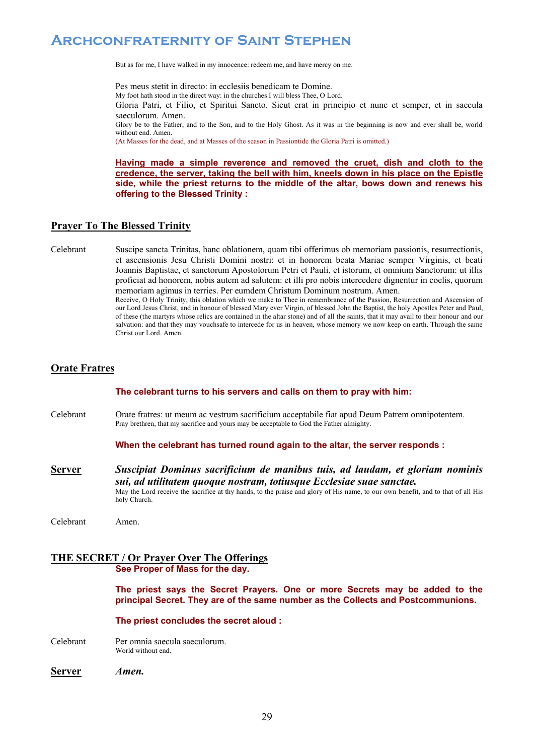But as for me, I have walked in my innocence: redeem me, and have mercy on me.

Pes meus stetit in directo: in ecclesiis benedicam te Domine.
My foot hath stood in the direct way: in the churches I will bless Thee, O Lord.
Gloria Patri, et Filio, et Spiritui Sancto. Sicut erat in principio et nunc et semper, et in saecula saeculorum. Amen.
Glory be to the Father, and to the Son, and to the Holy Ghost. As it was in the beginning is now and ever shall be, world without end. Amen.
(At Masses for the dead, and at Masses of the season in Passiontide the Gloria Patri is omitted.)

**Having made a simple reverence and removed the cruet, dish and cloth to the credence, the server, taking the bell with him, kneels down in his place on the Epistle side, while the priest returns to the middle of the altar, bows down and renews his offering to the Blessed Trinity :**

## Prayer To The Blessed Trinity

Celebrant — Suscipe sancta Trinitas, hanc oblationem, quam tibi offerimus ob memoriam passionis, resurrectionis, et ascensionis Jesu Christi Domini nostri: et in honorem beata Mariae semper Virginis, et beati Joannis Baptistae, et sanctorum Apostolorum Petri et Pauli, et istorum, et omnium Sanctorum: ut illis proficiat ad honorem, nobis autem ad salutem: et illi pro nobis intercedere dignentur in coelis, quorum memoriam agimus in terries. Per eumdem Christum Dominum nostrum. Amen.
Receive, O Holy Trinity, this oblation which we make to Thee in remembrance of the Passion, Resurrection and Ascension of our Lord Jesus Christ, and in honour of blessed Mary ever Virgin, of blessed John the Baptist, the holy Apostles Peter and Paul, of these (the martyrs whose relics are contained in the altar stone) and of all the saints, that it may avail to their honour and our salvation: and that they may vouchsafe to intercede for us in heaven, whose memory we now keep on earth. Through the same Christ our Lord. Amen.

## Orate Fratres

**The celebrant turns to his servers and calls on them to pray with him:**

Celebrant — Orate fratres: ut meum ac vestrum sacrificium acceptabile fiat apud Deum Patrem omnipotentem.
Pray brethren, that my sacrifice and yours may be acceptable to God the Father almighty.

**When the celebrant has turned round again to the altar, the server responds :**

**Server** — ***Suscipiat Dominus sacrificium de manibus tuis, ad laudam, et gloriam nominis sui, ad utilitatem quoque nostram, totiusque Ecclesiae suae sanctae.***
May the Lord receive the sacrifice at thy hands, to the praise and glory of His name, to our own benefit, and to that of all His holy Church.

Celebrant — Amen.

## THE SECRET / Or Prayer Over The Offerings

**See Proper of Mass for the day.**

**The priest says the Secret Prayers. One or more Secrets may be added to the principal Secret. They are of the same number as the Collects and Postcommunions.**

**The priest concludes the secret aloud :**

Celebrant — Per omnia saecula saeculorum.
World without end.

**Server** — ***Amen.***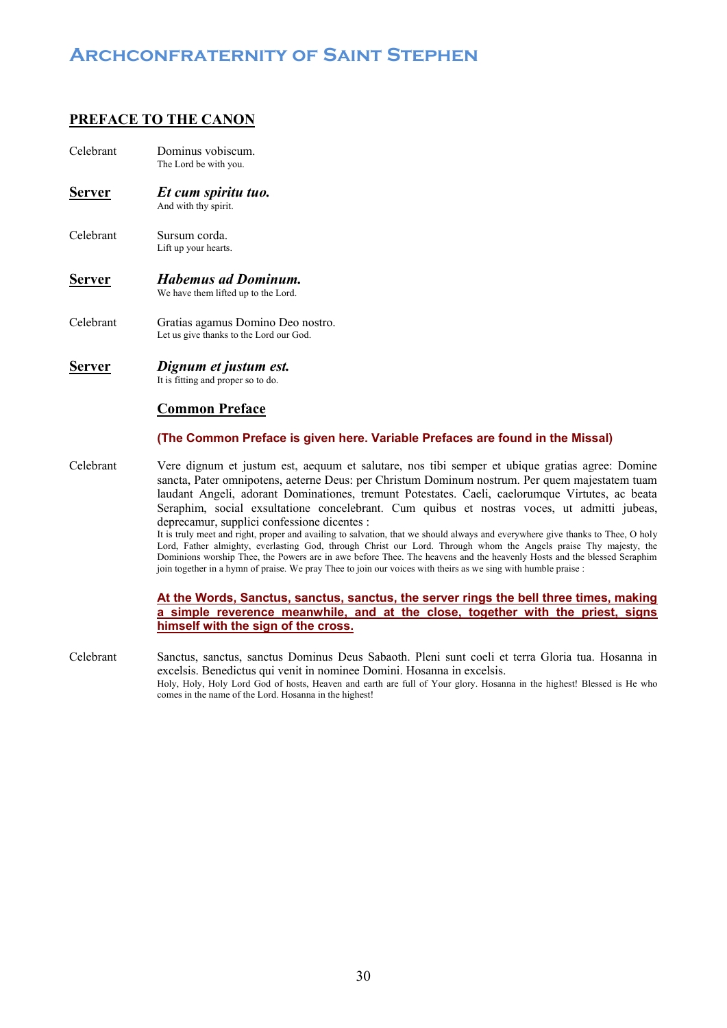## PREFACE TO THE CANON

Celebrant — Dominus vobiscum.
The Lord be with you.

**Server** — ***Et cum spiritu tuo.***
And with thy spirit.

Celebrant — Sursum corda.
Lift up your hearts.

**Server** — ***Habemus ad Dominum.***
We have them lifted up to the Lord.

Celebrant — Gratias agamus Domino Deo nostro.
Let us give thanks to the Lord our God.

**Server** — ***Dignum et justum est.***
It is fitting and proper so to do.

### Common Preface

**(The Common Preface is given here. Variable Prefaces are found in the Missal)**

Celebrant — Vere dignum et justum est, aequum et salutare, nos tibi semper et ubique gratias agree: Domine sancta, Pater omnipotens, aeterne Deus: per Christum Dominum nostrum. Per quem majestatem tuam laudant Angeli, adorant Dominationes, tremunt Potestates. Caeli, caelorumque Virtutes, ac beata Seraphim, social exsultatione concelebrant. Cum quibus et nostras voces, ut admitti jubeas, deprecamur, supplici confessione dicentes :
It is truly meet and right, proper and availing to salvation, that we should always and everywhere give thanks to Thee, O holy Lord, Father almighty, everlasting God, through Christ our Lord. Through whom the Angels praise Thy majesty, the Dominions worship Thee, the Powers are in awe before Thee. The heavens and the heavenly Hosts and the blessed Seraphim join together in a hymn of praise. We pray Thee to join our voices with theirs as we sing with humble praise :

**At the Words, Sanctus, sanctus, sanctus, the server rings the bell three times, making a simple reverence meanwhile, and at the close, together with the priest, signs himself with the sign of the cross.**

Celebrant — Sanctus, sanctus, sanctus Dominus Deus Sabaoth. Pleni sunt coeli et terra Gloria tua. Hosanna in excelsis. Benedictus qui venit in nominee Domini. Hosanna in excelsis.
Holy, Holy, Holy Lord God of hosts, Heaven and earth are full of Your glory. Hosanna in the highest! Blessed is He who comes in the name of the Lord. Hosanna in the highest!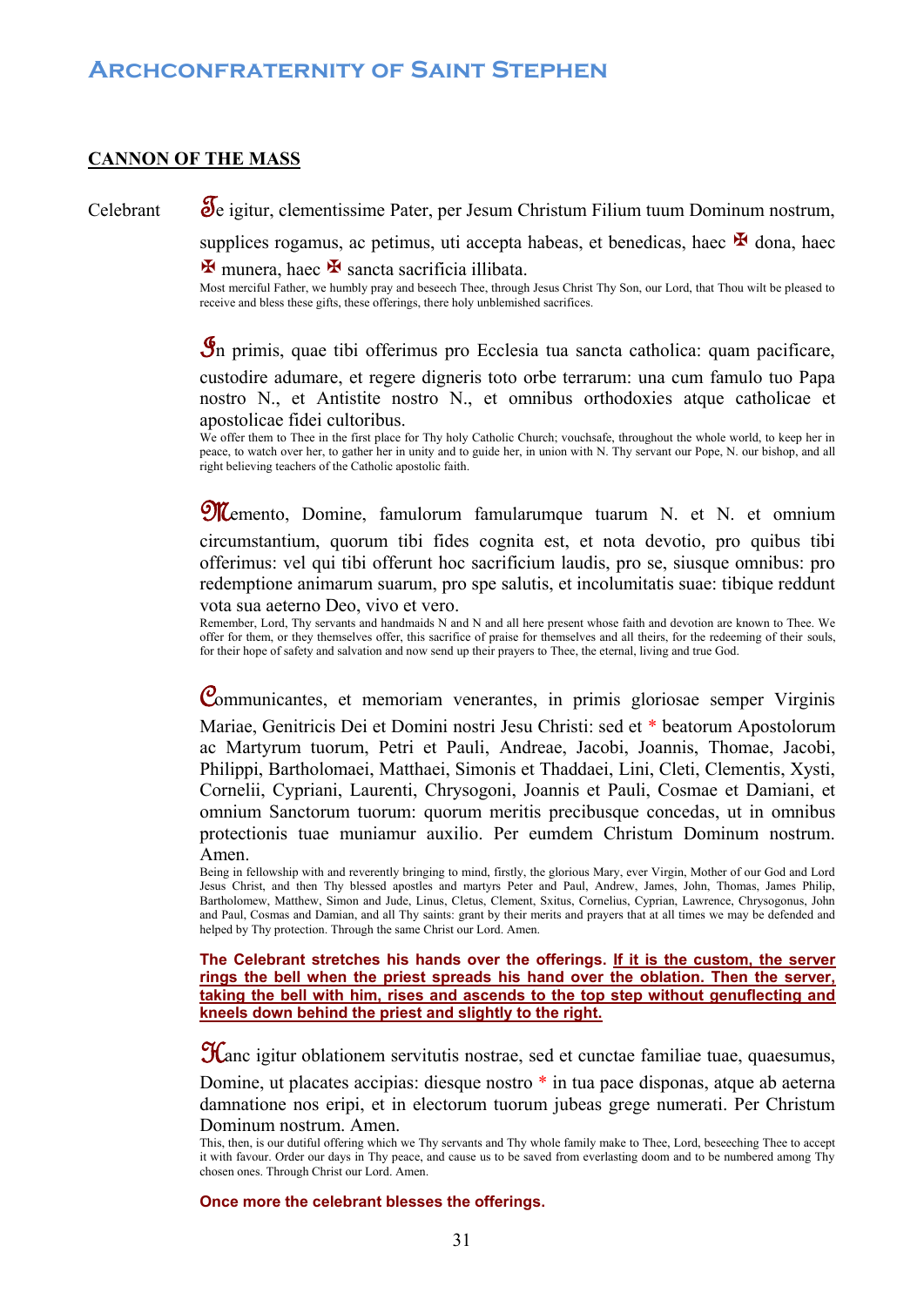## CANNON OF THE MASS

Celebrant

**T**e igitur, clementissime Pater, per Jesum Christum Filium tuum Dominum nostrum, supplices rogamus, ac petimus, uti accepta habeas, et benedicas, haec ✠ dona, haec ✠ munera, haec ✠ sancta sacrificia illibata.

Most merciful Father, we humbly pray and beseech Thee, through Jesus Christ Thy Son, our Lord, that Thou wilt be pleased to receive and bless these gifts, these offerings, there holy unblemished sacrifices.

**I**n primis, quae tibi offerimus pro Ecclesia tua sancta catholica: quam pacificare, custodire adumare, et regere digneris toto orbe terrarum: una cum famulo tuo Papa nostro N., et Antistite nostro N., et omnibus orthodoxies atque catholicae et apostolicae fidei cultoribus.

We offer them to Thee in the first place for Thy holy Catholic Church; vouchsafe, throughout the whole world, to keep her in peace, to watch over her, to gather her in unity and to guide her, in union with N. Thy servant our Pope, N. our bishop, and all right believing teachers of the Catholic apostolic faith.

**M**emento, Domine, famulorum famularumque tuarum N. et N. et omnium circumstantium, quorum tibi fides cognita est, et nota devotio, pro quibus tibi offerimus: vel qui tibi offerunt hoc sacrificium laudis, pro se, siusque omnibus: pro redemptione animarum suarum, pro spe salutis, et incolumitatis suae: tibique reddunt vota sua aeterno Deo, vivo et vero.

Remember, Lord, Thy servants and handmaids N and N and all here present whose faith and devotion are known to Thee. We offer for them, or they themselves offer, this sacrifice of praise for themselves and all theirs, for the redeeming of their souls, for their hope of safety and salvation and now send up their prayers to Thee, the eternal, living and true God.

**C**ommunicantes, et memoriam venerantes, in primis gloriosae semper Virginis Mariae, Genitricis Dei et Domini nostri Jesu Christi: sed et * beatorum Apostolorum ac Martyrum tuorum, Petri et Pauli, Andreae, Jacobi, Joannis, Thomae, Jacobi, Philippi, Bartholomaei, Matthaei, Simonis et Thaddaei, Lini, Cleti, Clementis, Xysti, Cornelii, Cypriani, Laurenti, Chrysogoni, Joannis et Pauli, Cosmae et Damiani, et omnium Sanctorum tuorum: quorum meritis precibusque concedas, ut in omnibus protectionis tuae muniamur auxilio. Per eumdem Christum Dominum nostrum. Amen.

Being in fellowship with and reverently bringing to mind, firstly, the glorious Mary, ever Virgin, Mother of our God and Lord Jesus Christ, and then Thy blessed apostles and martyrs Peter and Paul, Andrew, James, John, Thomas, James Philip, Bartholomew, Matthew, Simon and Jude, Linus, Cletus, Clement, Sxitus, Cornelius, Cyprian, Lawrence, Chrysogonus, John and Paul, Cosmas and Damian, and all Thy saints: grant by their merits and prayers that at all times we may be defended and helped by Thy protection. Through the same Christ our Lord. Amen.

**The Celebrant stretches his hands over the offerings. <u>If it is the custom, the server rings the bell when the priest spreads his hand over the oblation. Then the server, taking the bell with him, rises and ascends to the top step without genuflecting and kneels down behind the priest and slightly to the right.</u>**

**H**anc igitur oblationem servitutis nostrae, sed et cunctae familiae tuae, quaesumus, Domine, ut placates accipias: diesque nostro * in tua pace disponas, atque ab aeterna damnatione nos eripi, et in electorum tuorum jubeas grege numerati. Per Christum Dominum nostrum. Amen.

This, then, is our dutiful offering which we Thy servants and Thy whole family make to Thee, Lord, beseeching Thee to accept it with favour. Order our days in Thy peace, and cause us to be saved from everlasting doom and to be numbered among Thy chosen ones. Through Christ our Lord. Amen.

**Once more the celebrant blesses the offerings.**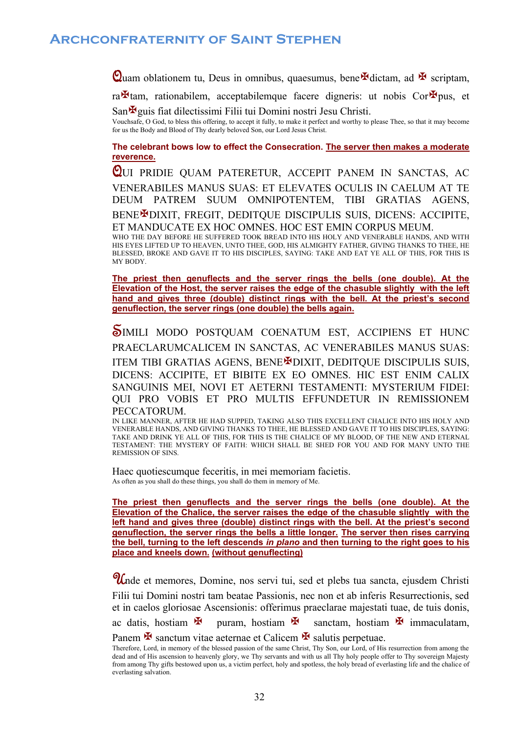Quam oblationem tu, Deus in omnibus, quaesumus, bene✠dictam, ad ✠ scriptam, ra✠tam, rationabilem, acceptabilemque facere digneris: ut nobis Cor✠pus, et San✠guis fiat dilectissimi Filii tui Domini nostri Jesu Christi.
Vouchsafe, O God, to bless this offering, to accept it fully, to make it perfect and worthy to please Thee, so that it may become for us the Body and Blood of Thy dearly beloved Son, our Lord Jesus Christ.

**The celebrant bows low to effect the Consecration. <u>The server then makes a moderate reverence.</u>**

QUI PRIDIE QUAM PATERETUR, ACCEPIT PANEM IN SANCTAS, AC VENERABILES MANUS SUAS: ET ELEVATES OCULIS IN CAELUM AT TE DEUM PATREM SUUM OMNIPOTENTEM, TIBI GRATIAS AGENS, BENE✠DIXIT, FREGIT, DEDITQUE DISCIPULIS SUIS, DICENS: ACCIPITE, ET MANDUCATE EX HOC OMNES. HOC EST EMIN CORPUS MEUM.
WHO THE DAY BEFORE HE SUFFERED TOOK BREAD INTO HIS HOLY AND VENERABLE HANDS, AND WITH HIS EYES LIFTED UP TO HEAVEN, UNTO THEE, GOD, HIS ALMIGHTY FATHER, GIVING THANKS TO THEE, HE BLESSED, BROKE AND GAVE IT TO HIS DISCIPLES, SAYING: TAKE AND EAT YE ALL OF THIS, FOR THIS IS MY BODY.

**<u>The priest then genuflects and the server rings the bells (one double). At the Elevation of the Host, the server raises the edge of the chasuble slightly with the left hand and gives three (double) distinct rings with the bell. At the priest's second genuflection, the server rings (one double) the bells again.</u>**

SIMILI MODO POSTQUAM COENATUM EST, ACCIPIENS ET HUNC PRAECLARUMCALICEM IN SANCTAS, AC VENERABILES MANUS SUAS: ITEM TIBI GRATIAS AGENS, BENE✠DIXIT, DEDITQUE DISCIPULIS SUIS, DICENS: ACCIPITE, ET BIBITE EX EO OMNES. HIC EST ENIM CALIX SANGUINIS MEI, NOVI ET AETERNI TESTAMENTI: MYSTERIUM FIDEI: QUI PRO VOBIS ET PRO MULTIS EFFUNDETUR IN REMISSIONEM PECCATORUM.
IN LIKE MANNER, AFTER HE HAD SUPPED, TAKING ALSO THIS EXCELLENT CHALICE INTO HIS HOLY AND VENERABLE HANDS, AND GIVING THANKS TO THEE, HE BLESSED AND GAVE IT TO HIS DISCIPLES, SAYING: TAKE AND DRINK YE ALL OF THIS, FOR THIS IS THE CHALICE OF MY BLOOD, OF THE NEW AND ETERNAL TESTAMENT: THE MYSTERY OF FAITH: WHICH SHALL BE SHED FOR YOU AND FOR MANY UNTO THE REMISSION OF SINS.

Haec quotiescumque feceritis, in mei memoriam facietis.
As often as you shall do these things, you shall do them in memory of Me.

**<u>The priest then genuflects and the server rings the bells (one double). At the Elevation of the Chalice, the server raises the edge of the chasuble slightly with the left hand and gives three (double) distinct rings with the bell. At the priest's second genuflection, the server rings the bells a little longer.</u> <u>The server then rises carrying the bell, turning to the left descends *in plano* and then turning to the right goes to his place and kneels down.</u> <u>(without genuflecting)</u>**

Unde et memores, Domine, nos servi tui, sed et plebs tua sancta, ejusdem Christi Filii tui Domini nostri tam beatae Passionis, nec non et ab inferis Resurrectionis, sed et in caelos gloriosae Ascensionis: offerimus praeclarae majestati tuae, de tuis donis, ac datis, hostiam ✠ puram, hostiam ✠ sanctam, hostiam ✠ immaculatam, Panem ✠ sanctum vitae aeternae et Calicem ✠ salutis perpetuae.
Therefore, Lord, in memory of the blessed passion of the same Christ, Thy Son, our Lord, of His resurrection from among the dead and of His ascension to heavenly glory, we Thy servants and with us all Thy holy people offer to Thy sovereign Majesty from among Thy gifts bestowed upon us, a victim perfect, holy and spotless, the holy bread of everlasting life and the chalice of everlasting salvation.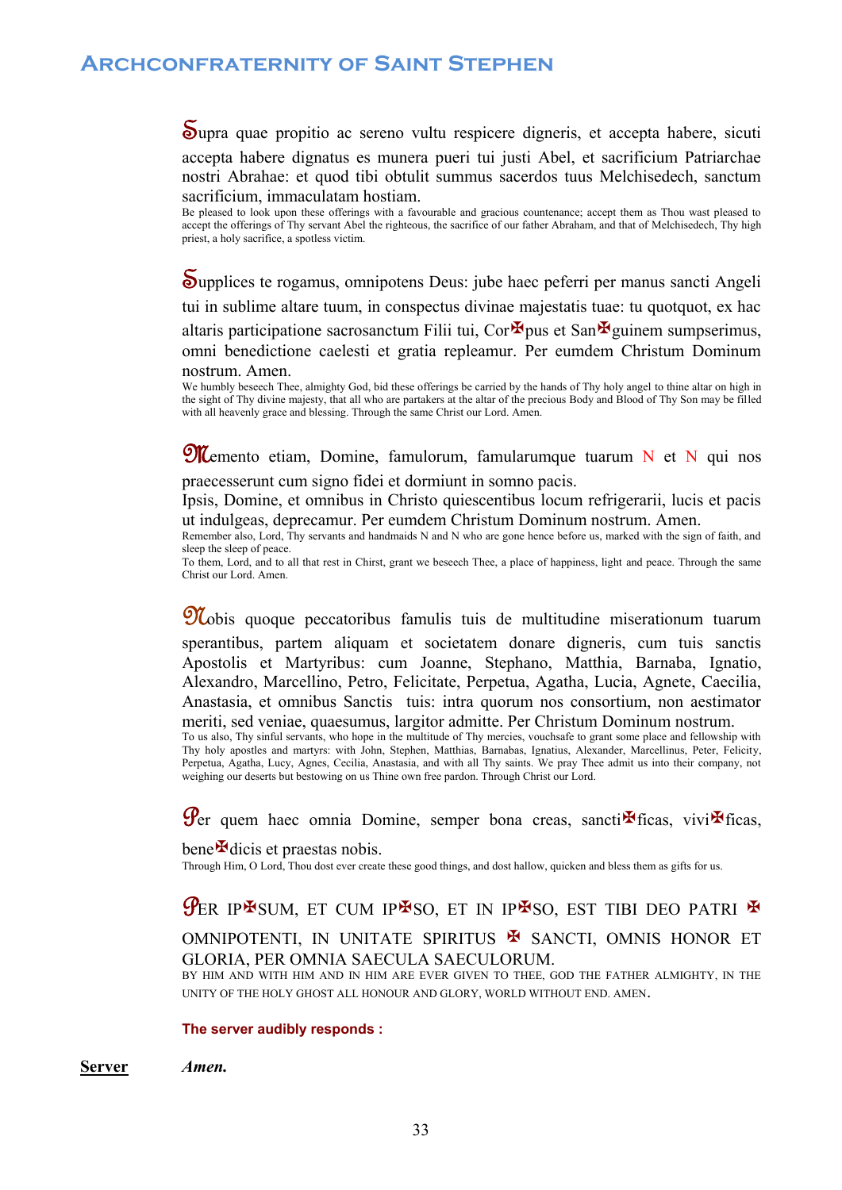Supra quae propitio ac sereno vultu respicere digneris, et accepta habere, sicuti accepta habere dignatus es munera pueri tui justi Abel, et sacrificium Patriarchae nostri Abrahae: et quod tibi obtulit summus sacerdos tuus Melchisedech, sanctum sacrificium, immaculatam hostiam.

Be pleased to look upon these offerings with a favourable and gracious countenance; accept them as Thou wast pleased to accept the offerings of Thy servant Abel the righteous, the sacrifice of our father Abraham, and that of Melchisedech, Thy high priest, a holy sacrifice, a spotless victim.

Supplices te rogamus, omnipotens Deus: jube haec peferri per manus sancti Angeli tui in sublime altare tuum, in conspectus divinae majestatis tuae: tu quotquot, ex hac altaris participatione sacrosanctum Filii tui, Cor✠pus et San✠guinem sumpserimus, omni benedictione caelesti et gratia repleamur. Per eumdem Christum Dominum nostrum. Amen.

We humbly beseech Thee, almighty God, bid these offerings be carried by the hands of Thy holy angel to thine altar on high in the sight of Thy divine majesty, that all who are partakers at the altar of the precious Body and Blood of Thy Son may be filled with all heavenly grace and blessing. Through the same Christ our Lord. Amen.

Memento etiam, Domine, famulorum, famularumque tuarum N et N qui nos praecesserunt cum signo fidei et dormiunt in somno pacis.
Ipsis, Domine, et omnibus in Christo quiescentibus locum refrigerarii, lucis et pacis ut indulgeas, deprecamur. Per eumdem Christum Dominum nostrum. Amen.

Remember also, Lord, Thy servants and handmaids N and N who are gone hence before us, marked with the sign of faith, and sleep the sleep of peace.
To them, Lord, and to all that rest in Chirst, grant we beseech Thee, a place of happiness, light and peace. Through the same Christ our Lord. Amen.

Nobis quoque peccatoribus famulis tuis de multitudine miserationum tuarum sperantibus, partem aliquam et societatem donare digneris, cum tuis sanctis Apostolis et Martyribus: cum Joanne, Stephano, Matthia, Barnaba, Ignatio, Alexandro, Marcellino, Petro, Felicitate, Perpetua, Agatha, Lucia, Agnete, Caecilia, Anastasia, et omnibus Sanctis tuis: intra quorum nos consortium, non aestimator meriti, sed veniae, quaesumus, largitor admitte. Per Christum Dominum nostrum.

To us also, Thy sinful servants, who hope in the multitude of Thy mercies, vouchsafe to grant some place and fellowship with Thy holy apostles and martyrs: with John, Stephen, Matthias, Barnabas, Ignatius, Alexander, Marcellinus, Peter, Felicity, Perpetua, Agatha, Lucy, Agnes, Cecilia, Anastasia, and with all Thy saints. We pray Thee admit us into their company, not weighing our deserts but bestowing on us Thine own free pardon. Through Christ our Lord.

Per quem haec omnia Domine, semper bona creas, sancti✠ficas, vivi✠ficas, bene✠dicis et praestas nobis.

Through Him, O Lord, Thou dost ever create these good things, and dost hallow, quicken and bless them as gifts for us.

PER IP✠SUM, ET CUM IP✠SO, ET IN IP✠SO, EST TIBI DEO PATRI ✠ OMNIPOTENTI, IN UNITATE SPIRITUS ✠ SANCTI, OMNIS HONOR ET GLORIA, PER OMNIA SAECULA SAECULORUM.

BY HIM AND WITH HIM AND IN HIM ARE EVER GIVEN TO THEE, GOD THE FATHER ALMIGHTY, IN THE UNITY OF THE HOLY GHOST ALL HONOUR AND GLORY, WORLD WITHOUT END. AMEN.

**The server audibly responds :**

**Server** ***Amen.***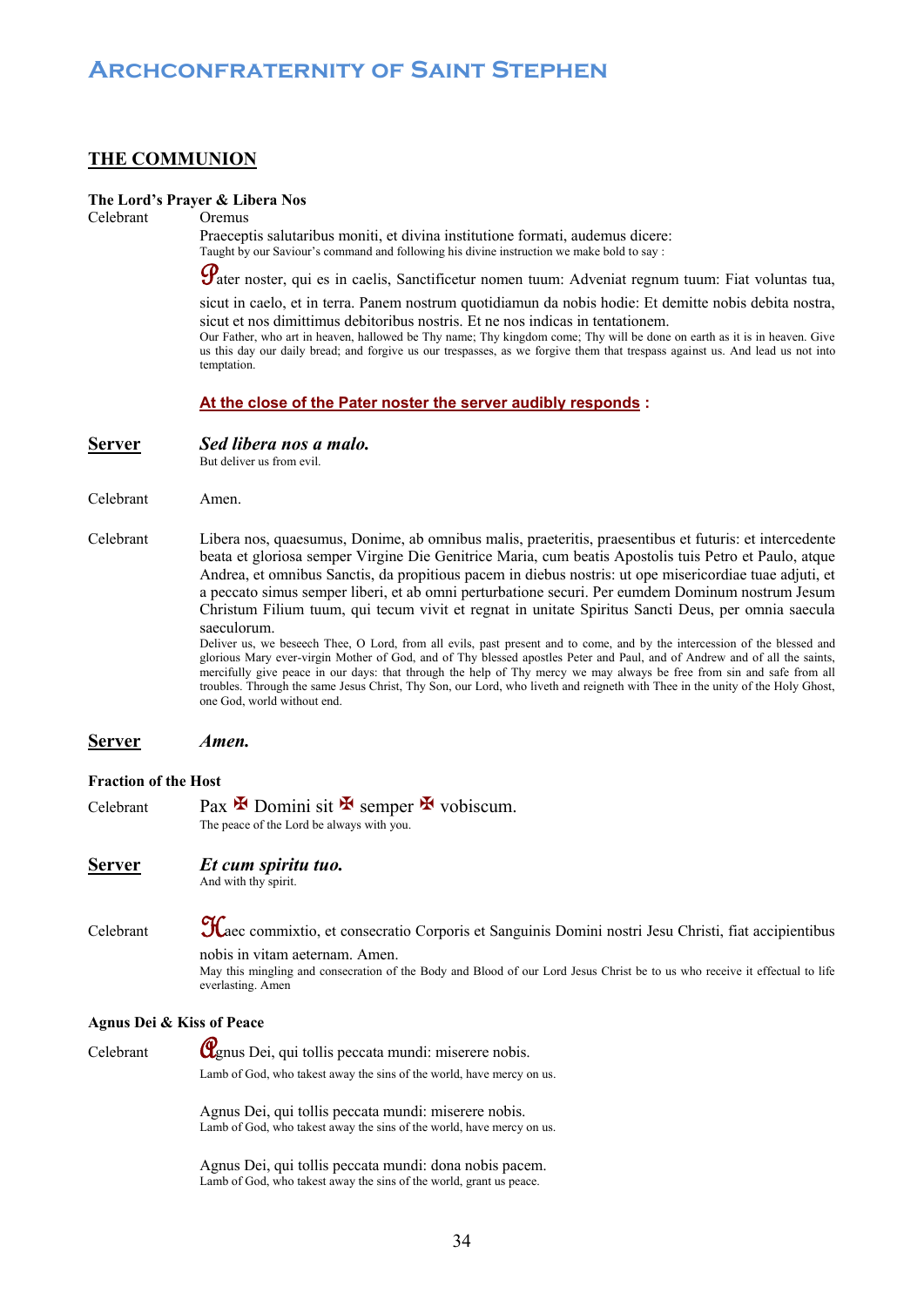## THE COMMUNION

**The Lord's Prayer & Libera Nos**

Celebrant Oremus

Praeceptis salutaribus moniti, et divina institutione formati, audemus dicere:
Taught by our Saviour's command and following his divine instruction we make bold to say :

Pater noster, qui es in caelis, Sanctificetur nomen tuum: Adveniat regnum tuum: Fiat voluntas tua, sicut in caelo, et in terra. Panem nostrum quotidiamun da nobis hodie: Et demitte nobis debita nostra, sicut et nos dimittimus debitoribus nostris. Et ne nos indicas in tentationem.
Our Father, who art in heaven, hallowed be Thy name; Thy kingdom come; Thy will be done on earth as it is in heaven. Give us this day our daily bread; and forgive us our trespasses, as we forgive them that trespass against us. And lead us not into temptation.

**At the close of the Pater noster the server audibly responds :**

**Server** ***Sed libera nos a malo.***
But deliver us from evil.

Celebrant Amen.

Celebrant Libera nos, quaesumus, Donime, ab omnibus malis, praeteritis, praesentibus et futuris: et intercedente beata et gloriosa semper Virgine Die Genitrice Maria, cum beatis Apostolis tuis Petro et Paulo, atque Andrea, et omnibus Sanctis, da propitious pacem in diebus nostris: ut ope misericordiae tuae adjuti, et a peccato simus semper liberi, et ab omni perturbatione securi. Per eumdem Dominum nostrum Jesum Christum Filium tuum, qui tecum vivit et regnat in unitate Spiritus Sancti Deus, per omnia saecula saeculorum.
Deliver us, we beseech Thee, O Lord, from all evils, past present and to come, and by the intercession of the blessed and glorious Mary ever-virgin Mother of God, and of Thy blessed apostles Peter and Paul, and of Andrew and of all the saints, mercifully give peace in our days: that through the help of Thy mercy we may always be free from sin and safe from all troubles. Through the same Jesus Christ, Thy Son, our Lord, who liveth and reigneth with Thee in the unity of the Holy Ghost, one God, world without end.

**Server** ***Amen.***

**Fraction of the Host**

Celebrant Pax ✠ Domini sit ✠ semper ✠ vobiscum.
The peace of the Lord be always with you.

**Server** ***Et cum spiritu tuo.***
And with thy spirit.

Celebrant Haec commixtio, et consecratio Corporis et Sanguinis Domini nostri Jesu Christi, fiat accipientibus nobis in vitam aeternam. Amen.
May this mingling and consecration of the Body and Blood of our Lord Jesus Christ be to us who receive it effectual to life everlasting. Amen

**Agnus Dei & Kiss of Peace**

Celebrant Agnus Dei, qui tollis peccata mundi: miserere nobis.
Lamb of God, who takest away the sins of the world, have mercy on us.

Agnus Dei, qui tollis peccata mundi: miserere nobis.
Lamb of God, who takest away the sins of the world, have mercy on us.

Agnus Dei, qui tollis peccata mundi: dona nobis pacem.
Lamb of God, who takest away the sins of the world, grant us peace.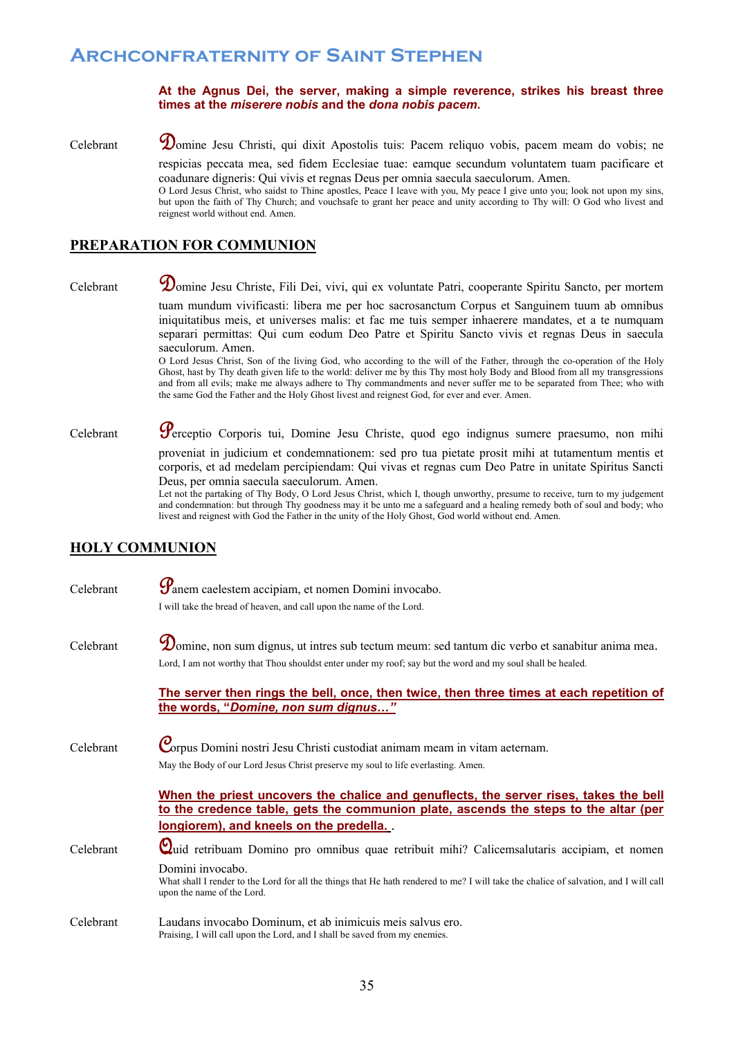**At the Agnus Dei, the server, making a simple reverence, strikes his breast three times at the *miserere nobis* and the *dona nobis pacem*.**

Celebrant — Domine Jesu Christi, qui dixit Apostolis tuis: Pacem reliquo vobis, pacem meam do vobis; ne respicias peccata mea, sed fidem Ecclesiae tuae: eamque secundum voluntatem tuam pacificare et coadunare digneris: Qui vivis et regnas Deus per omnia saecula saeculorum. Amen.
O Lord Jesus Christ, who saidst to Thine apostles, Peace I leave with you, My peace I give unto you; look not upon my sins, but upon the faith of Thy Church; and vouchsafe to grant her peace and unity according to Thy will: O God who livest and reignest world without end. Amen.

## PREPARATION FOR COMMUNION

Celebrant — Domine Jesu Christe, Fili Dei, vivi, qui ex voluntate Patri, cooperante Spiritu Sancto, per mortem tuam mundum vivificasti: libera me per hoc sacrosanctum Corpus et Sanguinem tuum ab omnibus iniquitatibus meis, et universes malis: et fac me tuis semper inhaerere mandates, et a te numquam separari permittas: Qui cum eodum Deo Patre et Spiritu Sancto vivis et regnas Deus in saecula saeculorum. Amen.
O Lord Jesus Christ, Son of the living God, who according to the will of the Father, through the co-operation of the Holy Ghost, hast by Thy death given life to the world: deliver me by this Thy most holy Body and Blood from all my transgressions and from all evils; make me always adhere to Thy commandments and never suffer me to be separated from Thee; who with the same God the Father and the Holy Ghost livest and reignest God, for ever and ever. Amen.

Celebrant — Perceptio Corporis tui, Domine Jesu Christe, quod ego indignus sumere praesumo, non mihi proveniat in judicium et condemnationem: sed pro tua pietate prosit mihi at tutamentum mentis et corporis, et ad medelam percipiendam: Qui vivas et regnas cum Deo Patre in unitate Spiritus Sancti Deus, per omnia saecula saeculorum. Amen.
Let not the partaking of Thy Body, O Lord Jesus Christ, which I, though unworthy, presume to receive, turn to my judgement and condemnation: but through Thy goodness may it be unto me a safeguard and a healing remedy both of soul and body; who livest and reignest with God the Father in the unity of the Holy Ghost, God world without end. Amen.

## HOLY COMMUNION

Celebrant — Panem caelestem accipiam, et nomen Domini invocabo.
I will take the bread of heaven, and call upon the name of the Lord.

Celebrant — Domine, non sum dignus, ut intres sub tectum meum: sed tantum dic verbo et sanabitur anima mea.
Lord, I am not worthy that Thou shouldst enter under my roof; say but the word and my soul shall be healed.

**The server then rings the bell, once, then twice, then three times at each repetition of the words, "*Domine, non sum dignus…*"**

Celebrant — Corpus Domini nostri Jesu Christi custodiat animam meam in vitam aeternam.
May the Body of our Lord Jesus Christ preserve my soul to life everlasting. Amen.

**When the priest uncovers the chalice and genuflects, the server rises, takes the bell to the credence table, gets the communion plate, ascends the steps to the altar (per longiorem), and kneels on the predella.** .

Celebrant — Quid retribuam Domino pro omnibus quae retribuit mihi? Calicemsalutaris accipiam, et nomen Domini invocabo.
What shall I render to the Lord for all the things that He hath rendered to me? I will take the chalice of salvation, and I will call upon the name of the Lord.

Celebrant — Laudans invocabo Dominum, et ab inimicuis meis salvus ero.
Praising, I will call upon the Lord, and I shall be saved from my enemies.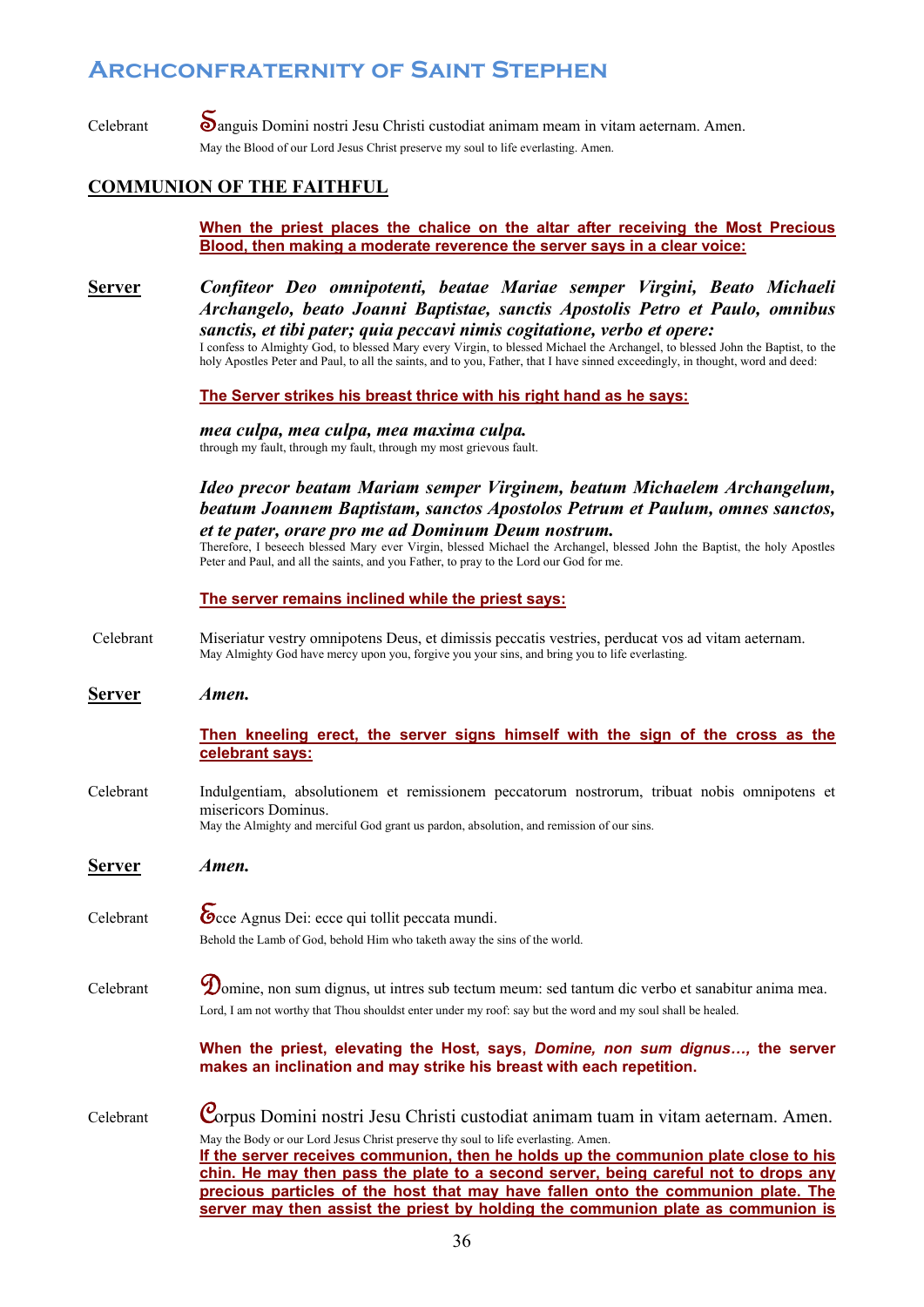Celebrant **S**anguis Domini nostri Jesu Christi custodiat animam meam in vitam aeternam. Amen.
May the Blood of our Lord Jesus Christ preserve my soul to life everlasting. Amen.

## COMMUNION OF THE FAITHFUL

**When the priest places the chalice on the altar after receiving the Most Precious Blood, then making a moderate reverence the server says in a clear voice:**

**Server** ***Confiteor Deo omnipotenti, beatae Mariae semper Virgini, Beato Michaeli Archangelo, beato Joanni Baptistae, sanctis Apostolis Petro et Paulo, omnibus sanctis, et tibi pater; quia peccavi nimis cogitatione, verbo et opere:***
I confess to Almighty God, to blessed Mary every Virgin, to blessed Michael the Archangel, to blessed John the Baptist, to the holy Apostles Peter and Paul, to all the saints, and to you, Father, that I have sinned exceedingly, in thought, word and deed:

**The Server strikes his breast thrice with his right hand as he says:**

***mea culpa, mea culpa, mea maxima culpa.***
through my fault, through my fault, through my most grievous fault.

***Ideo precor beatam Mariam semper Virginem, beatum Michaelem Archangelum, beatum Joannem Baptistam, sanctos Apostolos Petrum et Paulum, omnes sanctos, et te pater, orare pro me ad Dominum Deum nostrum.***
Therefore, I beseech blessed Mary ever Virgin, blessed Michael the Archangel, blessed John the Baptist, the holy Apostles Peter and Paul, and all the saints, and you Father, to pray to the Lord our God for me.

**The server remains inclined while the priest says:**

Celebrant Miseriatur vestry omnipotens Deus, et dimissis peccatis vestries, perducat vos ad vitam aeternam.
May Almighty God have mercy upon you, forgive you your sins, and bring you to life everlasting.

**Server** ***Amen.***

**Then kneeling erect, the server signs himself with the sign of the cross as the celebrant says:**

Celebrant Indulgentiam, absolutionem et remissionem peccatorum nostrorum, tribuat nobis omnipotens et misericors Dominus.
May the Almighty and merciful God grant us pardon, absolution, and remission of our sins.

**Server** ***Amen.***

Celebrant **E**cce Agnus Dei: ecce qui tollit peccata mundi.
Behold the Lamb of God, behold Him who taketh away the sins of the world.

Celebrant **D**omine, non sum dignus, ut intres sub tectum meum: sed tantum dic verbo et sanabitur anima mea.
Lord, I am not worthy that Thou shouldst enter under my roof: say but the word and my soul shall be healed.

**When the priest, elevating the Host, says, *Domine, non sum dignus…,* the server makes an inclination and may strike his breast with each repetition.**

Celebrant **C**orpus Domini nostri Jesu Christi custodiat animam tuam in vitam aeternam. Amen.
May the Body or our Lord Jesus Christ preserve thy soul to life everlasting. Amen.
**If the server receives communion, then he holds up the communion plate close to his chin. He may then pass the plate to a second server, being careful not to drops any precious particles of the host that may have fallen onto the communion plate. The server may then assist the priest by holding the communion plate as communion is**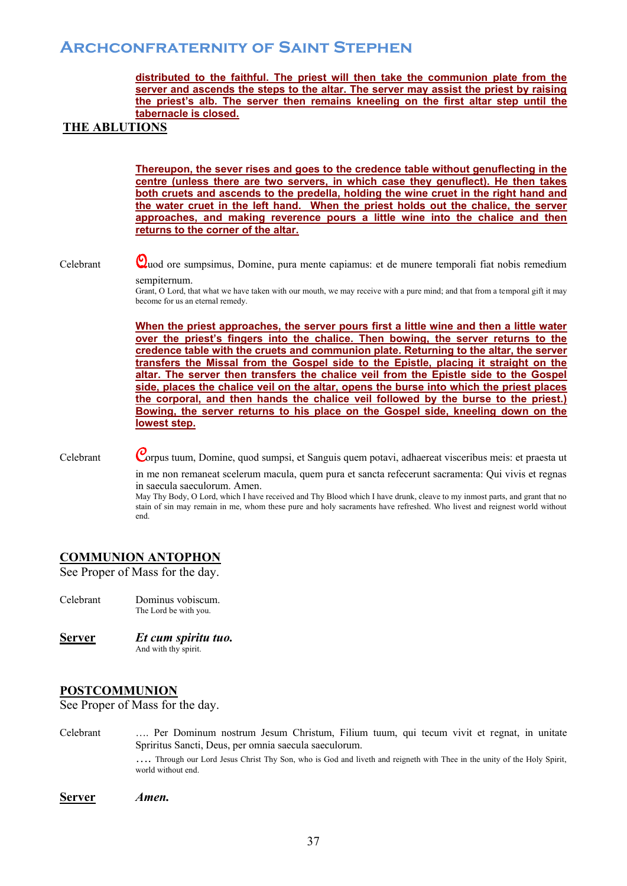**distributed to the faithful. The priest will then take the communion plate from the server and ascends the steps to the altar. The server may assist the priest by raising the priest's alb. The server then remains kneeling on the first altar step until the tabernacle is closed.**

## THE ABLUTIONS

**Thereupon, the sever rises and goes to the credence table without genuflecting in the centre (unless there are two servers, in which case they genuflect). He then takes both cruets and ascends to the predella, holding the wine cruet in the right hand and the water cruet in the left hand. When the priest holds out the chalice, the server approaches, and making reverence pours a little wine into the chalice and then returns to the corner of the altar.**

Celebrant — Quod ore sumpsimus, Domine, pura mente capiamus: et de munere temporali fiat nobis remedium sempiternum.
Grant, O Lord, that what we have taken with our mouth, we may receive with a pure mind; and that from a temporal gift it may become for us an eternal remedy.

**When the priest approaches, the server pours first a little wine and then a little water over the priest's fingers into the chalice. Then bowing, the server returns to the credence table with the cruets and communion plate. Returning to the altar, the server transfers the Missal from the Gospel side to the Epistle, placing it straight on the altar. The server then transfers the chalice veil from the Epistle side to the Gospel side, places the chalice veil on the altar, opens the burse into which the priest places the corporal, and then hands the chalice veil followed by the burse to the priest.) Bowing, the server returns to his place on the Gospel side, kneeling down on the lowest step.**

Celebrant — Corpus tuum, Domine, quod sumpsi, et Sanguis quem potavi, adhaereat visceribus meis: et praesta ut in me non remaneat scelerum macula, quem pura et sancta refecerunt sacramenta: Qui vivis et regnas in saecula saeculorum. Amen.
May Thy Body, O Lord, which I have received and Thy Blood which I have drunk, cleave to my inmost parts, and grant that no stain of sin may remain in me, whom these pure and holy sacraments have refreshed. Who livest and reignest world without end.

## COMMUNION ANTOPHON

See Proper of Mass for the day.

Celebrant — Dominus vobiscum.
The Lord be with you.

**Server** — ***Et cum spiritu tuo.***
And with thy spirit.

## POSTCOMMUNION

See Proper of Mass for the day.

Celebrant — …. Per Dominum nostrum Jesum Christum, Filium tuum, qui tecum vivit et regnat, in unitate Spriritus Sancti, Deus, per omnia saecula saeculorum.
…. Through our Lord Jesus Christ Thy Son, who is God and liveth and reigneth with Thee in the unity of the Holy Spirit, world without end.

**Server** — ***Amen.***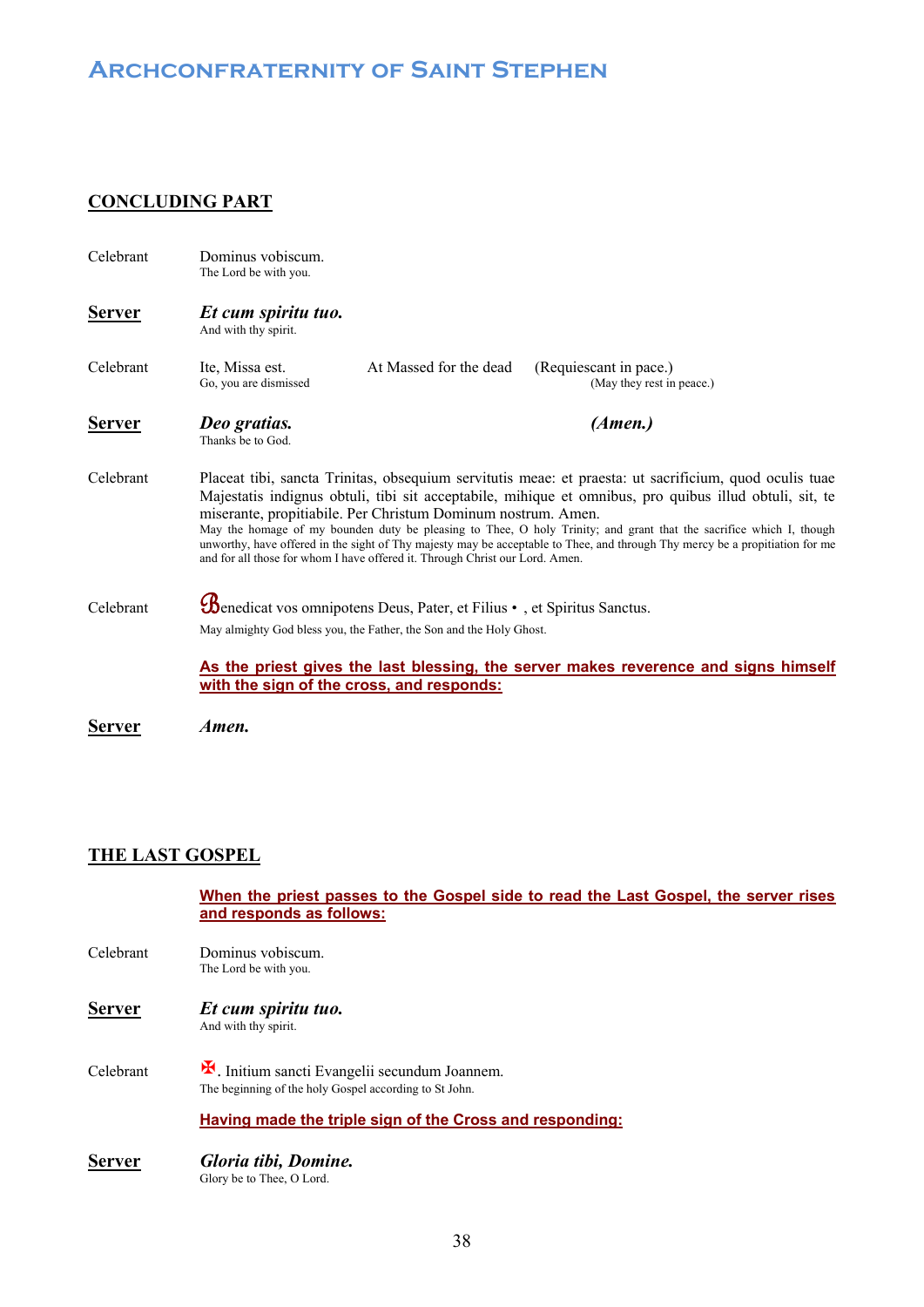## CONCLUDING PART

Celebrant Dominus vobiscum.
The Lord be with you.

**Server** ***Et cum spiritu tuo.***
And with thy spirit.

Celebrant Ite, Missa est. At Massed for the dead (Requiescant in pace.)
Go, you are dismissed (May they rest in peace.)

**Server** ***Deo gratias.*** ***(Amen.)***
Thanks be to God.

Celebrant Placeat tibi, sancta Trinitas, obsequium servitutis meae: et praesta: ut sacrificium, quod oculis tuae Majestatis indignus obtuli, tibi sit acceptabile, mihique et omnibus, pro quibus illud obtuli, sit, te miserante, propitiabile. Per Christum Dominum nostrum. Amen.
May the homage of my bounden duty be pleasing to Thee, O holy Trinity; and grant that the sacrifice which I, though unworthy, have offered in the sight of Thy majesty may be acceptable to Thee, and through Thy mercy be a propitiation for me and for all those for whom I have offered it. Through Christ our Lord. Amen.

Celebrant Benedicat vos omnipotens Deus, Pater, et Filius • , et Spiritus Sanctus.
May almighty God bless you, the Father, the Son and the Holy Ghost.

**As the priest gives the last blessing, the server makes reverence and signs himself with the sign of the cross, and responds:**

**Server** ***Amen.***

## THE LAST GOSPEL

**When the priest passes to the Gospel side to read the Last Gospel, the server rises and responds as follows:**

Celebrant Dominus vobiscum.
The Lord be with you.

**Server** ***Et cum spiritu tuo.***
And with thy spirit.

Celebrant ✠. Initium sancti Evangelii secundum Joannem.
The beginning of the holy Gospel according to St John.

**Having made the triple sign of the Cross and responding:**

**Server** ***Gloria tibi, Domine.***
Glory be to Thee, O Lord.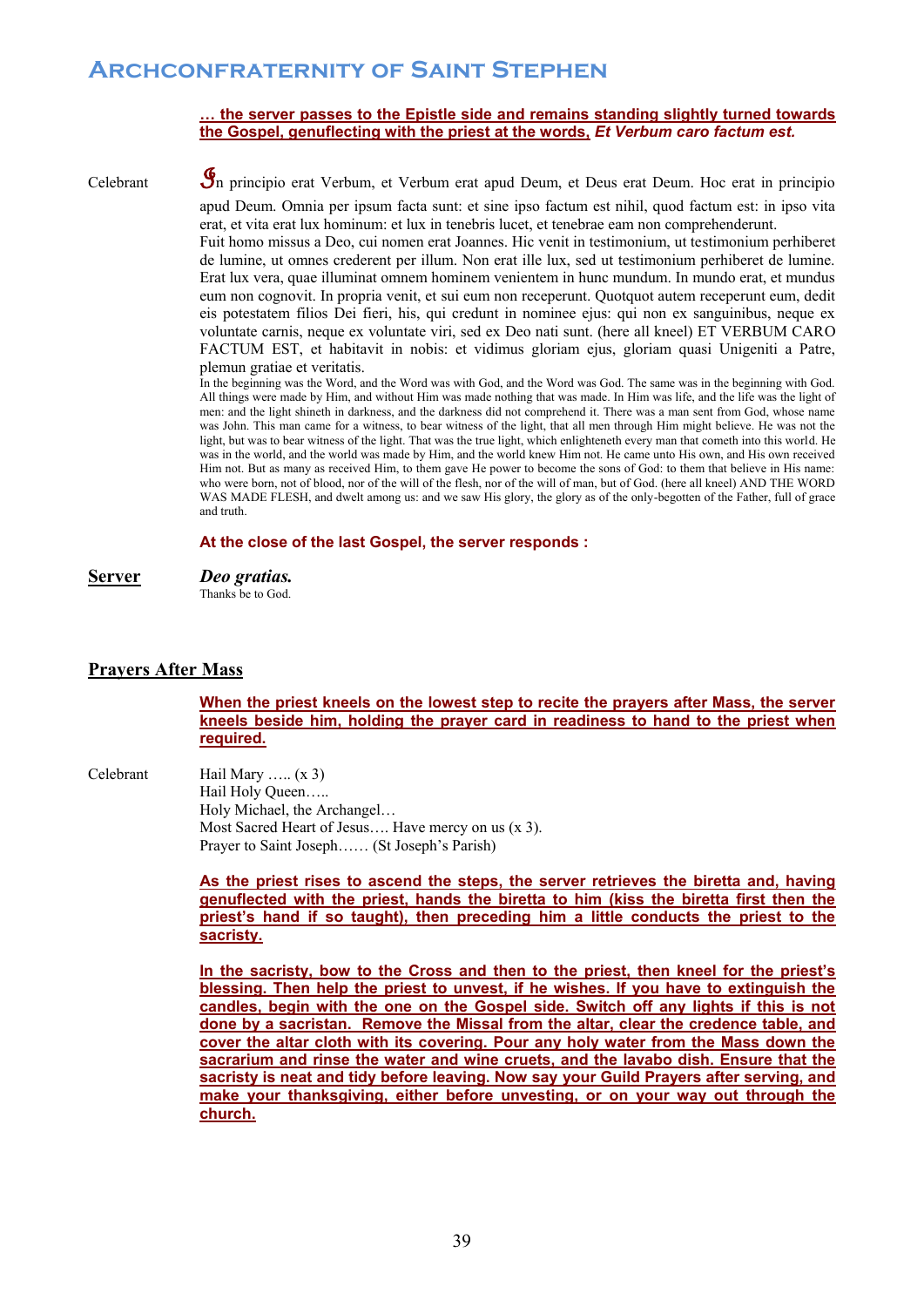**… the server passes to the Epistle side and remains standing slightly turned towards the Gospel, genuflecting with the priest at the words, *Et Verbum caro factum est.***

Celebrant

In principio erat Verbum, et Verbum erat apud Deum, et Deus erat Deum. Hoc erat in principio apud Deum. Omnia per ipsum facta sunt: et sine ipso factum est nihil, quod factum est: in ipso vita erat, et vita erat lux hominum: et lux in tenebris lucet, et tenebrae eam non comprehenderunt. Fuit homo missus a Deo, cui nomen erat Joannes. Hic venit in testimonium, ut testimonium perhiberet de lumine, ut omnes crederent per illum. Non erat ille lux, sed ut testimonium perhiberet de lumine. Erat lux vera, quae illuminat omnem hominem venientem in hunc mundum. In mundo erat, et mundus eum non cognovit. In propria venit, et sui eum non receperunt. Quotquot autem receperunt eum, dedit eis potestatem filios Dei fieri, his, qui credunt in nominee ejus: qui non ex sanguinibus, neque ex voluntate carnis, neque ex voluntate viri, sed ex Deo nati sunt. (here all kneel) ET VERBUM CARO FACTUM EST, et habitavit in nobis: et vidimus gloriam ejus, gloriam quasi Unigeniti a Patre, plemun gratiae et veritatis.

In the beginning was the Word, and the Word was with God, and the Word was God. The same was in the beginning with God. All things were made by Him, and without Him was made nothing that was made. In Him was life, and the life was the light of men: and the light shineth in darkness, and the darkness did not comprehend it. There was a man sent from God, whose name was John. This man came for a witness, to bear witness of the light, that all men through Him might believe. He was not the light, but was to bear witness of the light. That was the true light, which enlighteneth every man that cometh into this world. He was in the world, and the world was made by Him, and the world knew Him not. He came unto His own, and His own received Him not. But as many as received Him, to them gave He power to become the sons of God: to them that believe in His name: who were born, not of blood, nor of the will of the flesh, nor of the will of man, but of God. (here all kneel) AND THE WORD WAS MADE FLESH, and dwelt among us: and we saw His glory, the glory as of the only-begotten of the Father, full of grace and truth.

**At the close of the last Gospel, the server responds :**

**Server** ***Deo gratias.***
Thanks be to God.

## Prayers After Mass

**When the priest kneels on the lowest step to recite the prayers after Mass, the server kneels beside him, holding the prayer card in readiness to hand to the priest when required.**

Celebrant

Hail Mary ….. (x 3)
Hail Holy Queen…..
Holy Michael, the Archangel…
Most Sacred Heart of Jesus…. Have mercy on us (x 3).
Prayer to Saint Joseph…… (St Joseph's Parish)

**As the priest rises to ascend the steps, the server retrieves the biretta and, having genuflected with the priest, hands the biretta to him (kiss the biretta first then the priest's hand if so taught), then preceding him a little conducts the priest to the sacristy.**

**In the sacristy, bow to the Cross and then to the priest, then kneel for the priest's blessing. Then help the priest to unvest, if he wishes. If you have to extinguish the candles, begin with the one on the Gospel side. Switch off any lights if this is not done by a sacristan. Remove the Missal from the altar, clear the credence table, and cover the altar cloth with its covering. Pour any holy water from the Mass down the sacrarium and rinse the water and wine cruets, and the lavabo dish. Ensure that the sacristy is neat and tidy before leaving. Now say your Guild Prayers after serving, and make your thanksgiving, either before unvesting, or on your way out through the church.**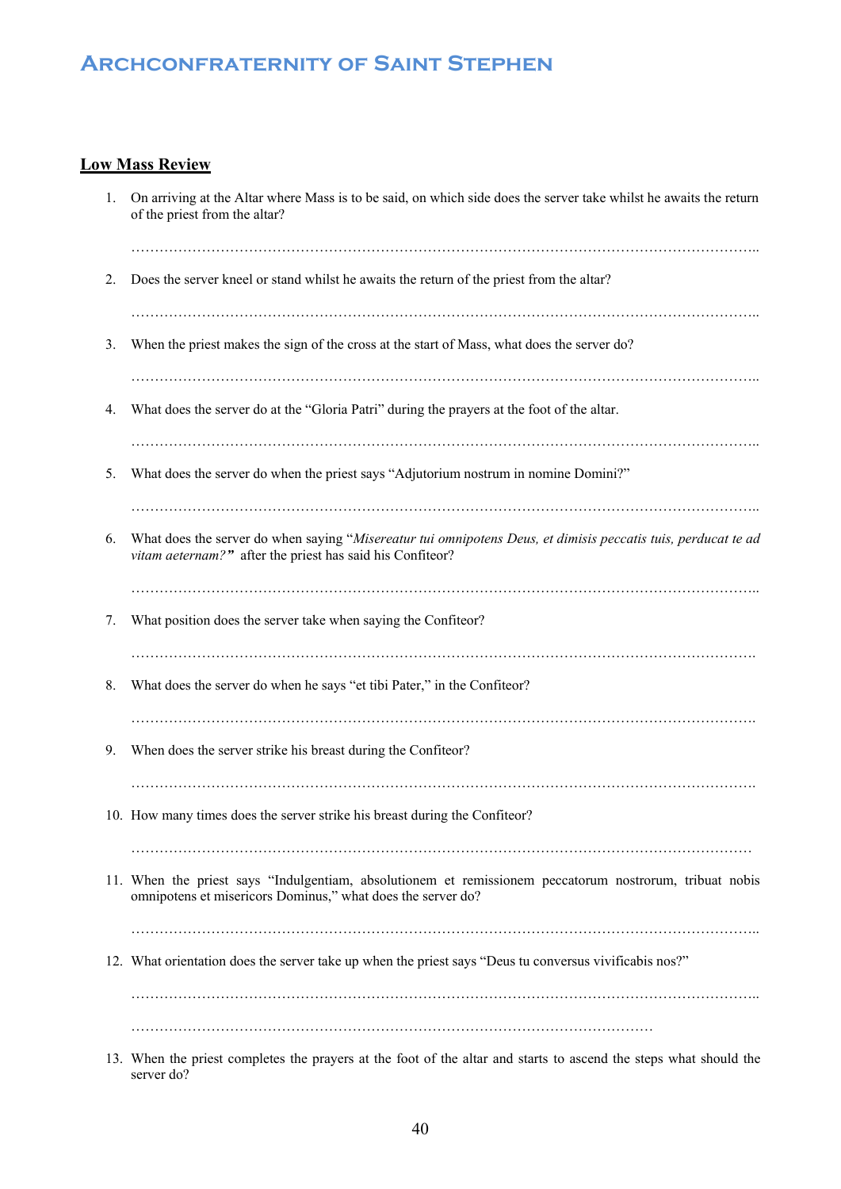## Low Mass Review

1. On arriving at the Altar where Mass is to be said, on which side does the server take whilst he awaits the return of the priest from the altar?

   ……………………………………………………………………………………………………………………..

2. Does the server kneel or stand whilst he awaits the return of the priest from the altar?

   ……………………………………………………………………………………………………………………..

3. When the priest makes the sign of the cross at the start of Mass, what does the server do?

   ……………………………………………………………………………………………………………………..

4. What does the server do at the "Gloria Patri" during the prayers at the foot of the altar.

   ……………………………………………………………………………………………………………………..

5. What does the server do when the priest says "Adjutorium nostrum in nomine Domini?"

   ……………………………………………………………………………………………………………………..

6. What does the server do when saying "*Misereatur tui omnipotens Deus, et dimisis peccatis tuis, perducat te ad vitam aeternam?*" after the priest has said his Confiteor?

   ……………………………………………………………………………………………………………………..

7. What position does the server take when saying the Confiteor?

   …………………………………………………………………………………………………………………….

8. What does the server do when he says "et tibi Pater," in the Confiteor?

   …………………………………………………………………………………………………………………….

9. When does the server strike his breast during the Confiteor?

   …………………………………………………………………………………………………………………….

10. How many times does the server strike his breast during the Confiteor?

    ……………………………………………………………………………………………………………………

11. When the priest says "Indulgentiam, absolutionem et remissionem peccatorum nostrorum, tribuat nobis omnipotens et misericors Dominus," what does the server do?

    ……………………………………………………………………………………………………………………..

12. What orientation does the server take up when the priest says "Deus tu conversus vivificabis nos?"

    ……………………………………………………………………………………………………………………..

    …………………………………………………………………………………………………………

13. When the priest completes the prayers at the foot of the altar and starts to ascend the steps what should the server do?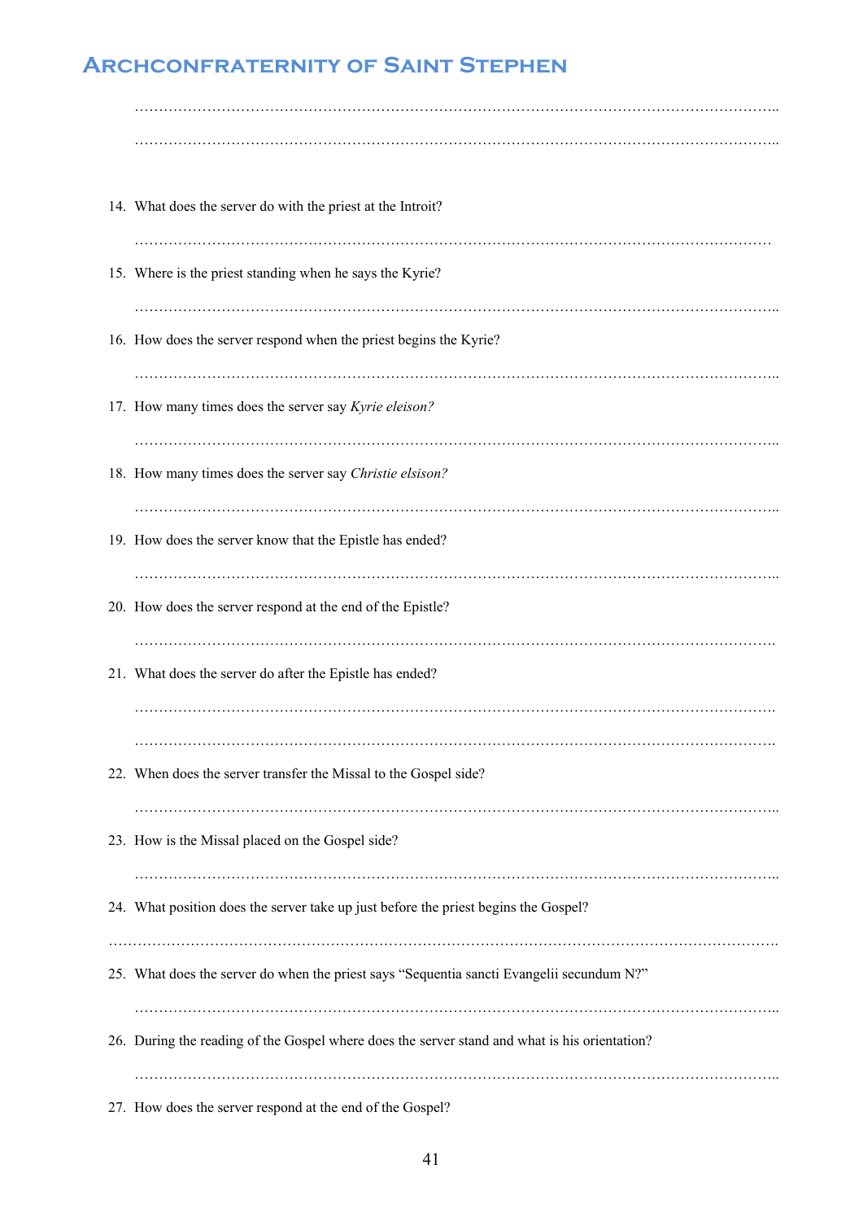……………………………………………………………………………………………………………..

……………………………………………………………………………………………………………..

14. What does the server do with the priest at the Introit?

    ……………………………………………………………………………………………………………

15. Where is the priest standing when he says the Kyrie?

    ……………………………………………………………………………………………………………..

16. How does the server respond when the priest begins the Kyrie?

    ……………………………………………………………………………………………………………..

17. How many times does the server say *Kyrie eleison?*

    ……………………………………………………………………………………………………………..

18. How many times does the server say *Christie elsison?*

    ……………………………………………………………………………………………………………..

19. How does the server know that the Epistle has ended?

    ……………………………………………………………………………………………………………..

20. How does the server respond at the end of the Epistle?

    …………………………………………………………………………………………………………….

21. What does the server do after the Epistle has ended?

    …………………………………………………………………………………………………………….

    …………………………………………………………………………………………………………….

22. When does the server transfer the Missal to the Gospel side?

    ……………………………………………………………………………………………………………..

23. How is the Missal placed on the Gospel side?

    ……………………………………………………………………………………………………………..

24. What position does the server take up just before the priest begins the Gospel?

…………………………………………………………………………………………………………………….

25. What does the server do when the priest says "Sequentia sancti Evangelii secundum N?"

    ……………………………………………………………………………………………………………..

26. During the reading of the Gospel where does the server stand and what is his orientation?

    ……………………………………………………………………………………………………………..

27. How does the server respond at the end of the Gospel?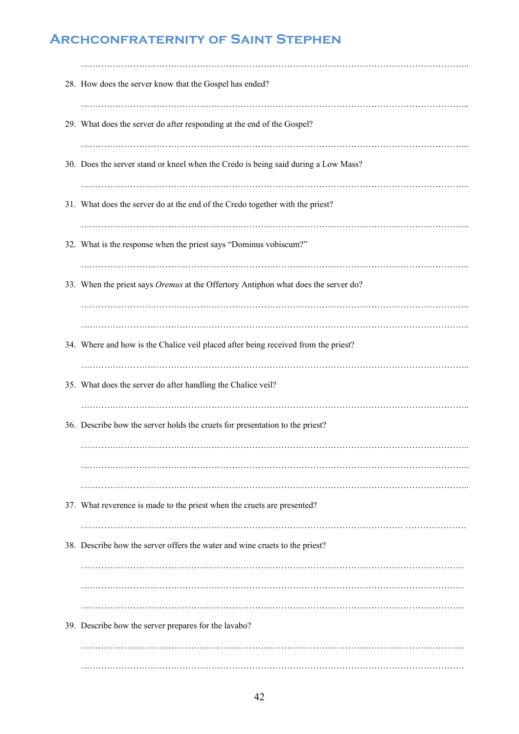……………………………………………………………………………………………………………..

28. How does the server know that the Gospel has ended?

……………………………………………………………………………………………………………..

29. What does the server do after responding at the end of the Gospel?

……………………………………………………………………………………………………………..

30. Does the server stand or kneel when the Credo is being said during a Low Mass?

……………………………………………………………………………………………………………..

31. What does the server do at the end of the Credo together with the priest?

……………………………………………………………………………………………………………..

32. What is the response when the priest says "Dominus vobiscum?"

……………………………………………………………………………………………………………..

33. When the priest says *Oremus* at the Offertory Antiphon what does the server do?

……………………………………………………………………………………………………………..

……………………………………………………………………………………………………………..

34. Where and how is the Chalice veil placed after being received from the priest?

……………………………………………………………………………………………………………..

35. What does the server do after handling the Chalice veil?

……………………………………………………………………………………………………………..

36. Describe how the server holds the cruets for presentation to the priest?

……………………………………………………………………………………………………………..

……………………………………………………………………………………………………………..

……………………………………………………………………………………………………………..

37. What reverence is made to the priest when the cruets are presented?

……………………………………………………………………………………………………………..

38. Describe how the server offers the water and wine cruets to the priest?

……………………………………………………………………………………………………………..

……………………………………………………………………………………………………………..

……………………………………………………………………………………………………………..

39. Describe how the server prepares for the lavabo?

……………………………………………………………………………………………………………..

……………………………………………………………………………………………………………..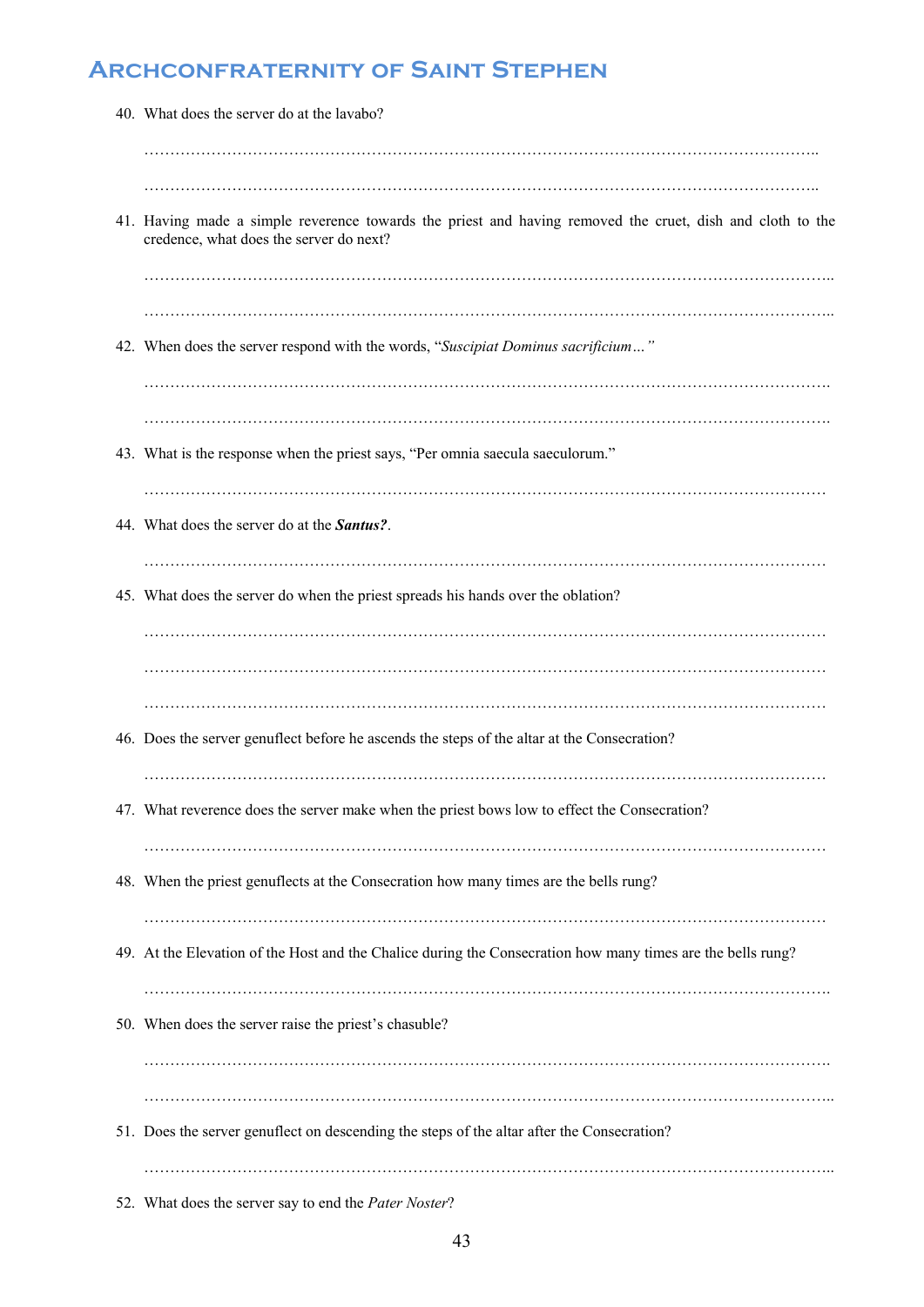40. What does the server do at the lavabo?

……………………………………………………………………………………………………………..

……………………………………………………………………………………………………………..

41. Having made a simple reverence towards the priest and having removed the cruet, dish and cloth to the credence, what does the server do next?

……………………………………………………………………………………………………………..

……………………………………………………………………………………………………………..

42. When does the server respond with the words, "*Suscipiat Dominus sacrificium…"*

……………………………………………………………………………………………………………..

……………………………………………………………………………………………………………..

43. What is the response when the priest says, "Per omnia saecula saeculorum."

……………………………………………………………………………………………………………..

44. What does the server do at the ***Santus?***.

……………………………………………………………………………………………………………..

45. What does the server do when the priest spreads his hands over the oblation?

……………………………………………………………………………………………………………..

……………………………………………………………………………………………………………..

……………………………………………………………………………………………………………..

46. Does the server genuflect before he ascends the steps of the altar at the Consecration?

……………………………………………………………………………………………………………..

47. What reverence does the server make when the priest bows low to effect the Consecration?

……………………………………………………………………………………………………………..

48. When the priest genuflects at the Consecration how many times are the bells rung?

……………………………………………………………………………………………………………..

49. At the Elevation of the Host and the Chalice during the Consecration how many times are the bells rung?

……………………………………………………………………………………………………………..

50. When does the server raise the priest's chasuble?

……………………………………………………………………………………………………………..

……………………………………………………………………………………………………………..

51. Does the server genuflect on descending the steps of the altar after the Consecration?

……………………………………………………………………………………………………………..

52. What does the server say to end the *Pater Noster*?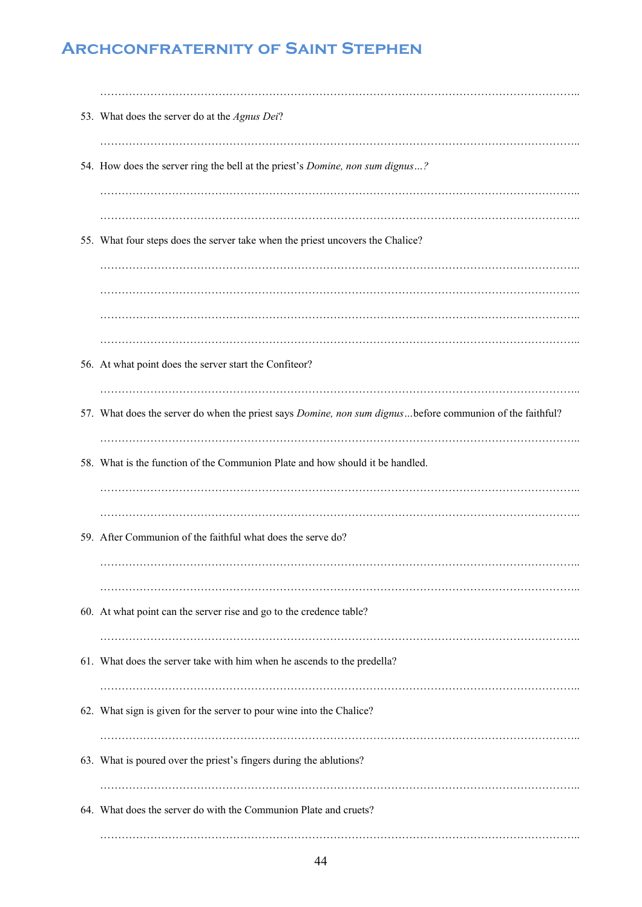………………………………………………………………………………………………………………..

53. What does the server do at the *Agnus Dei*?

    ………………………………………………………………………………………………………………..

54. How does the server ring the bell at the priest's *Domine, non sum dignus…?*

    ………………………………………………………………………………………………………………..

    ………………………………………………………………………………………………………………..

55. What four steps does the server take when the priest uncovers the Chalice?

    ………………………………………………………………………………………………………………..

    ………………………………………………………………………………………………………………..

    ………………………………………………………………………………………………………………..

    ………………………………………………………………………………………………………………..

56. At what point does the server start the Confiteor?

    ………………………………………………………………………………………………………………..

57. What does the server do when the priest says *Domine, non sum dignus*…before communion of the faithful?

    ………………………………………………………………………………………………………………..

58. What is the function of the Communion Plate and how should it be handled.

    ………………………………………………………………………………………………………………..

    ………………………………………………………………………………………………………………..

59. After Communion of the faithful what does the serve do?

    ………………………………………………………………………………………………………………..

    ………………………………………………………………………………………………………………..

60. At what point can the server rise and go to the credence table?

    ………………………………………………………………………………………………………………..

61. What does the server take with him when he ascends to the predella?

    ………………………………………………………………………………………………………………..

62. What sign is given for the server to pour wine into the Chalice?

    ………………………………………………………………………………………………………………..

63. What is poured over the priest's fingers during the ablutions?

    ………………………………………………………………………………………………………………..

64. What does the server do with the Communion Plate and cruets?

    ………………………………………………………………………………………………………………..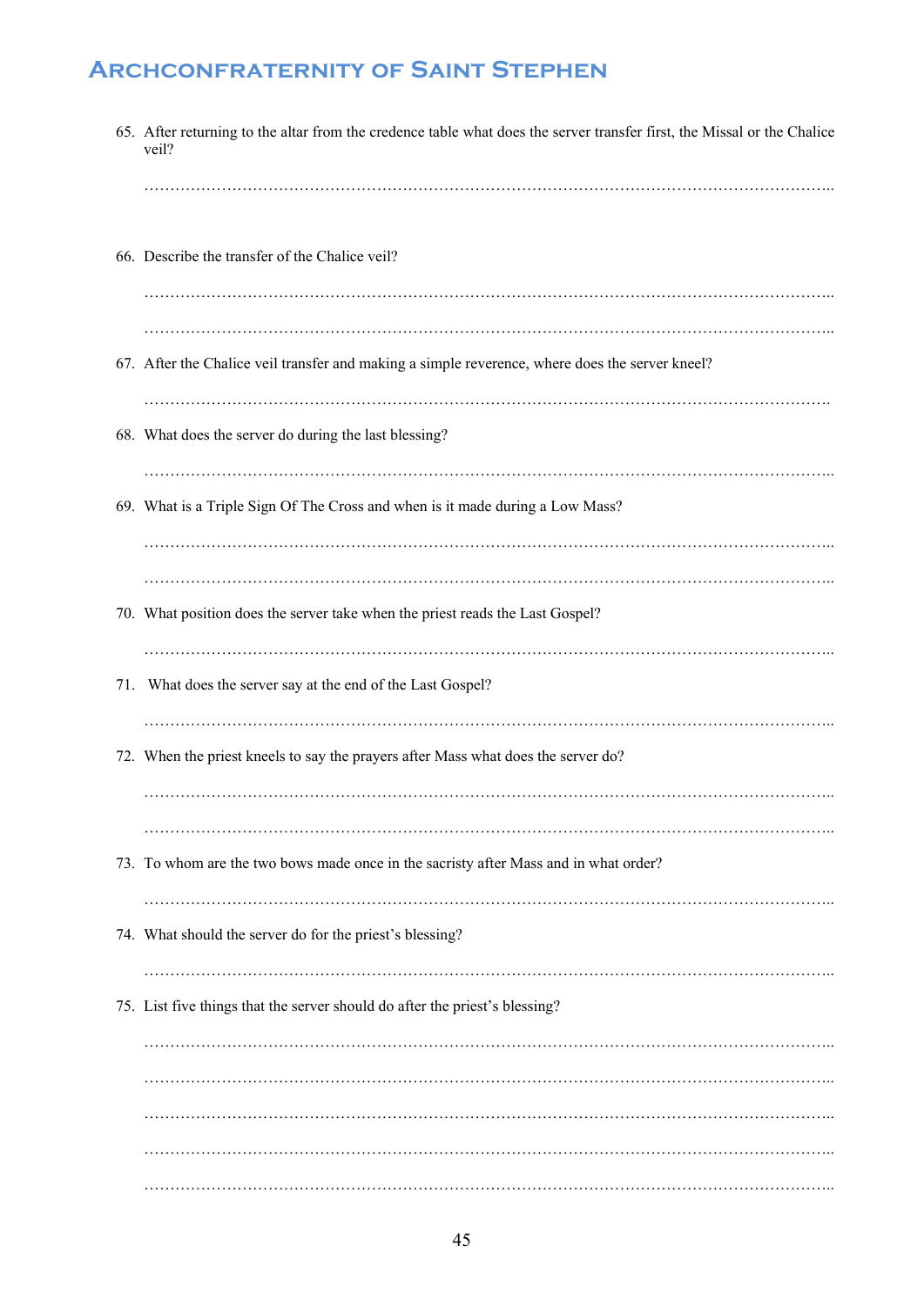65. After returning to the altar from the credence table what does the server transfer first, the Missal or the Chalice veil?

…………………………………………………………………………………………………………………..

66. Describe the transfer of the Chalice veil?

…………………………………………………………………………………………………………………..

…………………………………………………………………………………………………………………..

67. After the Chalice veil transfer and making a simple reverence, where does the server kneel?

………………………………………………………………………………………………………………….

68. What does the server do during the last blessing?

…………………………………………………………………………………………………………………..

69. What is a Triple Sign Of The Cross and when is it made during a Low Mass?

…………………………………………………………………………………………………………………..

…………………………………………………………………………………………………………………..

70. What position does the server take when the priest reads the Last Gospel?

…………………………………………………………………………………………………………………..

71. What does the server say at the end of the Last Gospel?

…………………………………………………………………………………………………………………..

72. When the priest kneels to say the prayers after Mass what does the server do?

…………………………………………………………………………………………………………………..

…………………………………………………………………………………………………………………..

73. To whom are the two bows made once in the sacristy after Mass and in what order?

…………………………………………………………………………………………………………………..

74. What should the server do for the priest's blessing?

…………………………………………………………………………………………………………………..

75. List five things that the server should do after the priest's blessing?

…………………………………………………………………………………………………………………..

…………………………………………………………………………………………………………………..

…………………………………………………………………………………………………………………..

…………………………………………………………………………………………………………………..

…………………………………………………………………………………………………………………..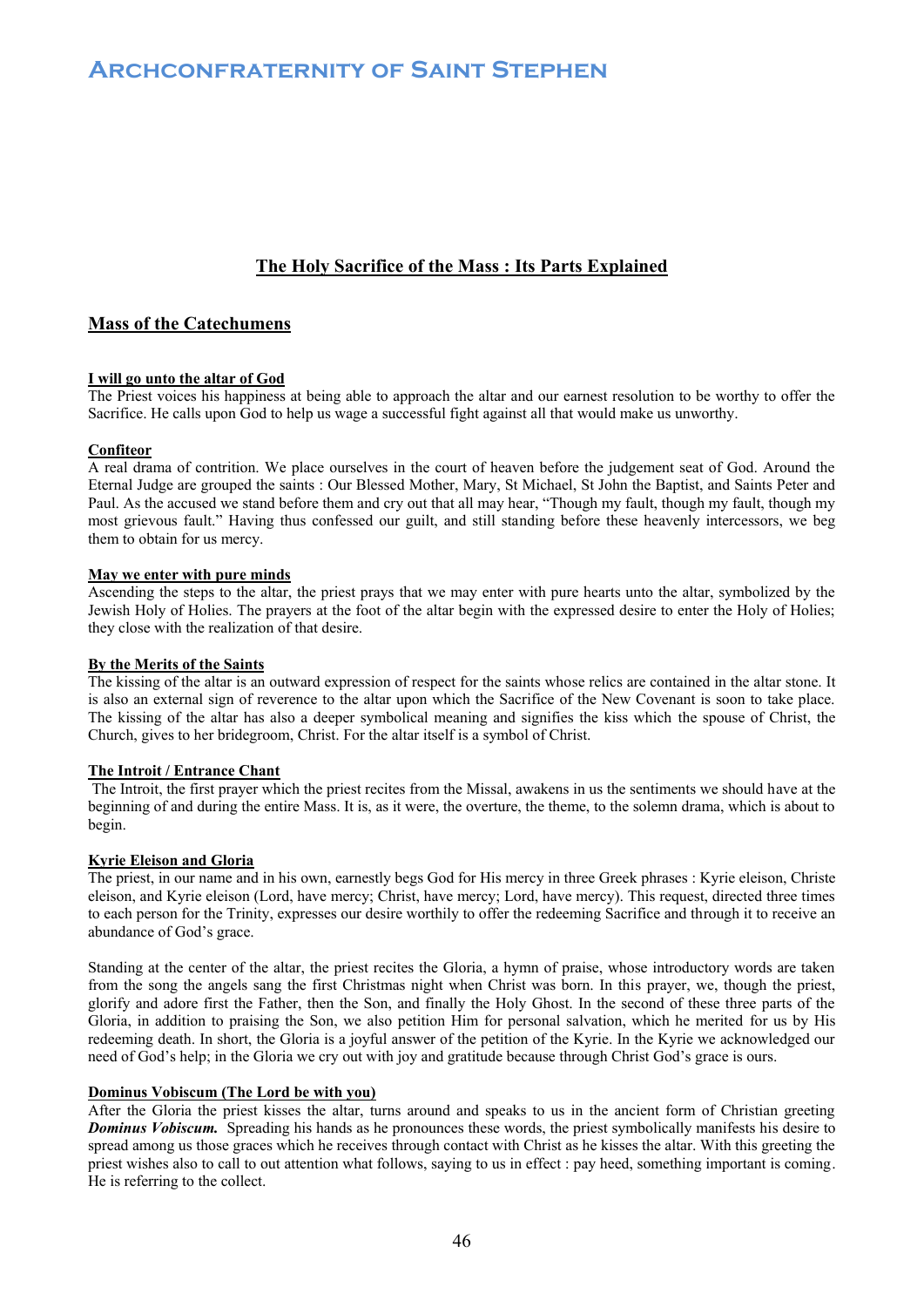# The Holy Sacrifice of the Mass : Its Parts Explained

## Mass of the Catechumens

### I will go unto the altar of God

The Priest voices his happiness at being able to approach the altar and our earnest resolution to be worthy to offer the Sacrifice. He calls upon God to help us wage a successful fight against all that would make us unworthy.

### Confiteor

A real drama of contrition. We place ourselves in the court of heaven before the judgement seat of God. Around the Eternal Judge are grouped the saints : Our Blessed Mother, Mary, St Michael, St John the Baptist, and Saints Peter and Paul. As the accused we stand before them and cry out that all may hear, "Though my fault, though my fault, though my most grievous fault." Having thus confessed our guilt, and still standing before these heavenly intercessors, we beg them to obtain for us mercy.

### May we enter with pure minds

Ascending the steps to the altar, the priest prays that we may enter with pure hearts unto the altar, symbolized by the Jewish Holy of Holies. The prayers at the foot of the altar begin with the expressed desire to enter the Holy of Holies; they close with the realization of that desire.

### By the Merits of the Saints

The kissing of the altar is an outward expression of respect for the saints whose relics are contained in the altar stone. It is also an external sign of reverence to the altar upon which the Sacrifice of the New Covenant is soon to take place. The kissing of the altar has also a deeper symbolical meaning and signifies the kiss which the spouse of Christ, the Church, gives to her bridegroom, Christ. For the altar itself is a symbol of Christ.

### The Introit / Entrance Chant

The Introit, the first prayer which the priest recites from the Missal, awakens in us the sentiments we should have at the beginning of and during the entire Mass. It is, as it were, the overture, the theme, to the solemn drama, which is about to begin.

### Kyrie Eleison and Gloria

The priest, in our name and in his own, earnestly begs God for His mercy in three Greek phrases : Kyrie eleison, Christe eleison, and Kyrie eleison (Lord, have mercy; Christ, have mercy; Lord, have mercy). This request, directed three times to each person for the Trinity, expresses our desire worthily to offer the redeeming Sacrifice and through it to receive an abundance of God's grace.

Standing at the center of the altar, the priest recites the Gloria, a hymn of praise, whose introductory words are taken from the song the angels sang the first Christmas night when Christ was born. In this prayer, we, though the priest, glorify and adore first the Father, then the Son, and finally the Holy Ghost. In the second of these three parts of the Gloria, in addition to praising the Son, we also petition Him for personal salvation, which he merited for us by His redeeming death. In short, the Gloria is a joyful answer of the petition of the Kyrie. In the Kyrie we acknowledged our need of God's help; in the Gloria we cry out with joy and gratitude because through Christ God's grace is ours.

### Dominus Vobiscum (The Lord be with you)

After the Gloria the priest kisses the altar, turns around and speaks to us in the ancient form of Christian greeting ***Dominus Vobiscum.*** Spreading his hands as he pronounces these words, the priest symbolically manifests his desire to spread among us those graces which he receives through contact with Christ as he kisses the altar. With this greeting the priest wishes also to call to out attention what follows, saying to us in effect : pay heed, something important is coming. He is referring to the collect.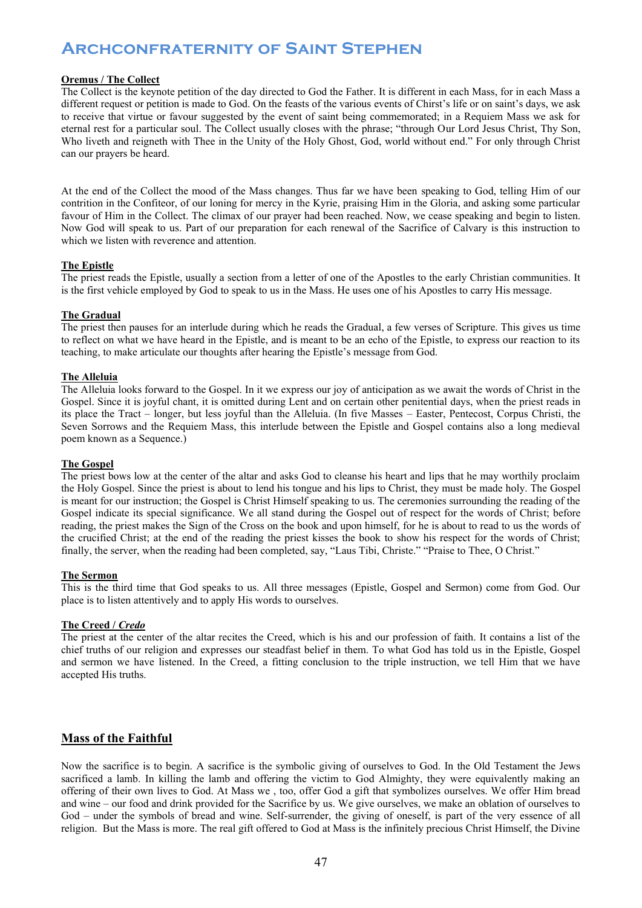**Oremus / The Collect**

The Collect is the keynote petition of the day directed to God the Father. It is different in each Mass, for in each Mass a different request or petition is made to God. On the feasts of the various events of Christ's life or on saint's days, we ask to receive that virtue or favour suggested by the event of saint being commemorated; in a Requiem Mass we ask for eternal rest for a particular soul. The Collect usually closes with the phrase; "through Our Lord Jesus Christ, Thy Son, Who liveth and reigneth with Thee in the Unity of the Holy Ghost, God, world without end." For only through Christ can our prayers be heard.

At the end of the Collect the mood of the Mass changes. Thus far we have been speaking to God, telling Him of our contrition in the Confiteor, of our loning for mercy in the Kyrie, praising Him in the Gloria, and asking some particular favour of Him in the Collect. The climax of our prayer had been reached. Now, we cease speaking and begin to listen. Now God will speak to us. Part of our preparation for each renewal of the Sacrifice of Calvary is this instruction to which we listen with reverence and attention.

**The Epistle**

The priest reads the Epistle, usually a section from a letter of one of the Apostles to the early Christian communities. It is the first vehicle employed by God to speak to us in the Mass. He uses one of his Apostles to carry His message.

**The Gradual**

The priest then pauses for an interlude during which he reads the Gradual, a few verses of Scripture. This gives us time to reflect on what we have heard in the Epistle, and is meant to be an echo of the Epistle, to express our reaction to its teaching, to make articulate our thoughts after hearing the Epistle's message from God.

**The Alleluia**

The Alleluia looks forward to the Gospel. In it we express our joy of anticipation as we await the words of Christ in the Gospel. Since it is joyful chant, it is omitted during Lent and on certain other penitential days, when the priest reads in its place the Tract – longer, but less joyful than the Alleluia. (In five Masses – Easter, Pentecost, Corpus Christi, the Seven Sorrows and the Requiem Mass, this interlude between the Epistle and Gospel contains also a long medieval poem known as a Sequence.)

**The Gospel**

The priest bows low at the center of the altar and asks God to cleanse his heart and lips that he may worthily proclaim the Holy Gospel. Since the priest is about to lend his tongue and his lips to Christ, they must be made holy. The Gospel is meant for our instruction; the Gospel is Christ Himself speaking to us. The ceremonies surrounding the reading of the Gospel indicate its special significance. We all stand during the Gospel out of respect for the words of Christ; before reading, the priest makes the Sign of the Cross on the book and upon himself, for he is about to read to us the words of the crucified Christ; at the end of the reading the priest kisses the book to show his respect for the words of Christ; finally, the server, when the reading had been completed, say, "Laus Tibi, Christe." "Praise to Thee, O Christ."

**The Sermon**

This is the third time that God speaks to us. All three messages (Epistle, Gospel and Sermon) come from God. Our place is to listen attentively and to apply His words to ourselves.

**The Creed / *Credo***

The priest at the center of the altar recites the Creed, which is his and our profession of faith. It contains a list of the chief truths of our religion and expresses our steadfast belief in them. To what God has told us in the Epistle, Gospel and sermon we have listened. In the Creed, a fitting conclusion to the triple instruction, we tell Him that we have accepted His truths.

## Mass of the Faithful

Now the sacrifice is to begin. A sacrifice is the symbolic giving of ourselves to God. In the Old Testament the Jews sacrificed a lamb. In killing the lamb and offering the victim to God Almighty, they were equivalently making an offering of their own lives to God. At Mass we , too, offer God a gift that symbolizes ourselves. We offer Him bread and wine – our food and drink provided for the Sacrifice by us. We give ourselves, we make an oblation of ourselves to God – under the symbols of bread and wine. Self-surrender, the giving of oneself, is part of the very essence of all religion. But the Mass is more. The real gift offered to God at Mass is the infinitely precious Christ Himself, the Divine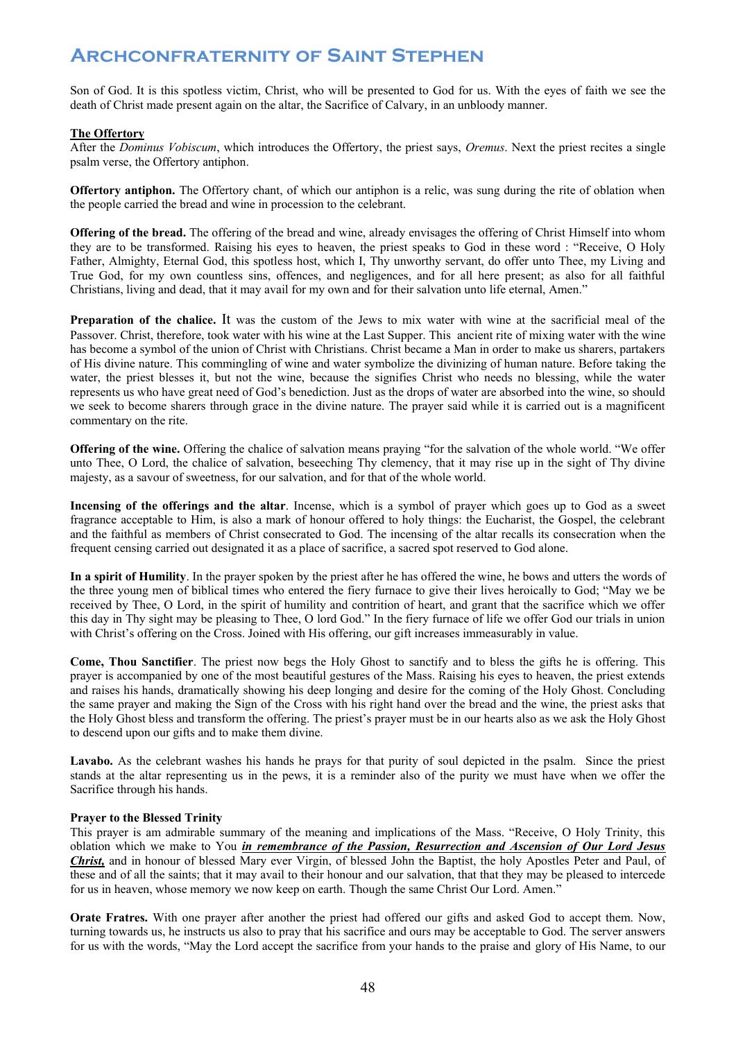Son of God. It is this spotless victim, Christ, who will be presented to God for us. With the eyes of faith we see the death of Christ made present again on the altar, the Sacrifice of Calvary, in an unbloody manner.

**The Offertory**

After the *Dominus Vobiscum*, which introduces the Offertory, the priest says, *Oremus*. Next the priest recites a single psalm verse, the Offertory antiphon.

**Offertory antiphon.** The Offertory chant, of which our antiphon is a relic, was sung during the rite of oblation when the people carried the bread and wine in procession to the celebrant.

**Offering of the bread.** The offering of the bread and wine, already envisages the offering of Christ Himself into whom they are to be transformed. Raising his eyes to heaven, the priest speaks to God in these word : "Receive, O Holy Father, Almighty, Eternal God, this spotless host, which I, Thy unworthy servant, do offer unto Thee, my Living and True God, for my own countless sins, offences, and negligences, and for all here present; as also for all faithful Christians, living and dead, that it may avail for my own and for their salvation unto life eternal, Amen."

**Preparation of the chalice.** It was the custom of the Jews to mix water with wine at the sacrificial meal of the Passover. Christ, therefore, took water with his wine at the Last Supper. This ancient rite of mixing water with the wine has become a symbol of the union of Christ with Christians. Christ became a Man in order to make us sharers, partakers of His divine nature. This commingling of wine and water symbolize the divinizing of human nature. Before taking the water, the priest blesses it, but not the wine, because the signifies Christ who needs no blessing, while the water represents us who have great need of God's benediction. Just as the drops of water are absorbed into the wine, so should we seek to become sharers through grace in the divine nature. The prayer said while it is carried out is a magnificent commentary on the rite.

**Offering of the wine.** Offering the chalice of salvation means praying "for the salvation of the whole world. "We offer unto Thee, O Lord, the chalice of salvation, beseeching Thy clemency, that it may rise up in the sight of Thy divine majesty, as a savour of sweetness, for our salvation, and for that of the whole world.

**Incensing of the offerings and the altar**. Incense, which is a symbol of prayer which goes up to God as a sweet fragrance acceptable to Him, is also a mark of honour offered to holy things: the Eucharist, the Gospel, the celebrant and the faithful as members of Christ consecrated to God. The incensing of the altar recalls its consecration when the frequent censing carried out designated it as a place of sacrifice, a sacred spot reserved to God alone.

**In a spirit of Humility**. In the prayer spoken by the priest after he has offered the wine, he bows and utters the words of the three young men of biblical times who entered the fiery furnace to give their lives heroically to God; "May we be received by Thee, O Lord, in the spirit of humility and contrition of heart, and grant that the sacrifice which we offer this day in Thy sight may be pleasing to Thee, O lord God." In the fiery furnace of life we offer God our trials in union with Christ's offering on the Cross. Joined with His offering, our gift increases immeasurably in value.

**Come, Thou Sanctifier**. The priest now begs the Holy Ghost to sanctify and to bless the gifts he is offering. This prayer is accompanied by one of the most beautiful gestures of the Mass. Raising his eyes to heaven, the priest extends and raises his hands, dramatically showing his deep longing and desire for the coming of the Holy Ghost. Concluding the same prayer and making the Sign of the Cross with his right hand over the bread and the wine, the priest asks that the Holy Ghost bless and transform the offering. The priest's prayer must be in our hearts also as we ask the Holy Ghost to descend upon our gifts and to make them divine.

**Lavabo.** As the celebrant washes his hands he prays for that purity of soul depicted in the psalm. Since the priest stands at the altar representing us in the pews, it is a reminder also of the purity we must have when we offer the Sacrifice through his hands.

**Prayer to the Blessed Trinity**

This prayer is am admirable summary of the meaning and implications of the Mass. "Receive, O Holy Trinity, this oblation which we make to You ***in remembrance of the Passion, Resurrection and Ascension of Our Lord Jesus Christ,*** and in honour of blessed Mary ever Virgin, of blessed John the Baptist, the holy Apostles Peter and Paul, of these and of all the saints; that it may avail to their honour and our salvation, that that they may be pleased to intercede for us in heaven, whose memory we now keep on earth. Though the same Christ Our Lord. Amen."

**Orate Fratres.** With one prayer after another the priest had offered our gifts and asked God to accept them. Now, turning towards us, he instructs us also to pray that his sacrifice and ours may be acceptable to God. The server answers for us with the words, "May the Lord accept the sacrifice from your hands to the praise and glory of His Name, to our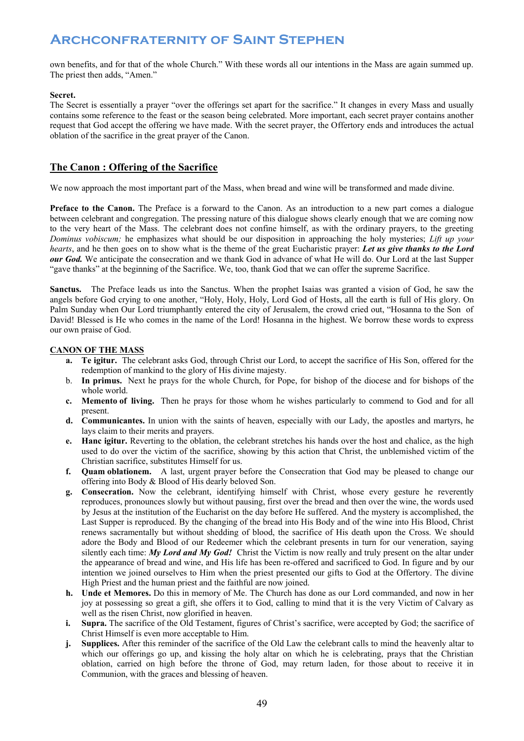own benefits, and for that of the whole Church." With these words all our intentions in the Mass are again summed up. The priest then adds, "Amen."

**Secret.**
The Secret is essentially a prayer "over the offerings set apart for the sacrifice." It changes in every Mass and usually contains some reference to the feast or the season being celebrated. More important, each secret prayer contains another request that God accept the offering we have made. With the secret prayer, the Offertory ends and introduces the actual oblation of the sacrifice in the great prayer of the Canon.

## The Canon : Offering of the Sacrifice

We now approach the most important part of the Mass, when bread and wine will be transformed and made divine.

**Preface to the Canon.** The Preface is a forward to the Canon. As an introduction to a new part comes a dialogue between celebrant and congregation. The pressing nature of this dialogue shows clearly enough that we are coming now to the very heart of the Mass. The celebrant does not confine himself, as with the ordinary prayers, to the greeting *Dominus vobiscum;* he emphasizes what should be our disposition in approaching the holy mysteries; *Lift up your hearts*, and he then goes on to show what is the theme of the great Eucharistic prayer: ***Let us give thanks to the Lord our God.*** We anticipate the consecration and we thank God in advance of what He will do. Our Lord at the last Supper "gave thanks" at the beginning of the Sacrifice. We, too, thank God that we can offer the supreme Sacrifice.

**Sanctus.** The Preface leads us into the Sanctus. When the prophet Isaias was granted a vision of God, he saw the angels before God crying to one another, "Holy, Holy, Holy, Lord God of Hosts, all the earth is full of His glory. On Palm Sunday when Our Lord triumphantly entered the city of Jerusalem, the crowd cried out, "Hosanna to the Son of David! Blessed is He who comes in the name of the Lord! Hosanna in the highest. We borrow these words to express our own praise of God.

**CANON OF THE MASS**

- **a. Te igitur.** The celebrant asks God, through Christ our Lord, to accept the sacrifice of His Son, offered for the redemption of mankind to the glory of His divine majesty.
- b. **In primus.** Next he prays for the whole Church, for Pope, for bishop of the diocese and for bishops of the whole world.
- **c. Memento of living.** Then he prays for those whom he wishes particularly to commend to God and for all present.
- **d. Communicantes.** In union with the saints of heaven, especially with our Lady, the apostles and martyrs, he lays claim to their merits and prayers.
- **e. Hanc igitur.** Reverting to the oblation, the celebrant stretches his hands over the host and chalice, as the high used to do over the victim of the sacrifice, showing by this action that Christ, the unblemished victim of the Christian sacrifice, substitutes Himself for us.
- **f. Quam oblationem.** A last, urgent prayer before the Consecration that God may be pleased to change our offering into Body & Blood of His dearly beloved Son.
- **g. Consecration.** Now the celebrant, identifying himself with Christ, whose every gesture he reverently reproduces, pronounces slowly but without pausing, first over the bread and then over the wine, the words used by Jesus at the institution of the Eucharist on the day before He suffered. And the mystery is accomplished, the Last Supper is reproduced. By the changing of the bread into His Body and of the wine into His Blood, Christ renews sacramentally but without shedding of blood, the sacrifice of His death upon the Cross. We should adore the Body and Blood of our Redeemer which the celebrant presents in turn for our veneration, saying silently each time: ***My Lord and My God!*** Christ the Victim is now really and truly present on the altar under the appearance of bread and wine, and His life has been re-offered and sacrificed to God. In figure and by our intention we joined ourselves to Him when the priest presented our gifts to God at the Offertory. The divine High Priest and the human priest and the faithful are now joined.
- **h. Unde et Memores.** Do this in memory of Me. The Church has done as our Lord commanded, and now in her joy at possessing so great a gift, she offers it to God, calling to mind that it is the very Victim of Calvary as well as the risen Christ, now glorified in heaven.
- **i. Supra.** The sacrifice of the Old Testament, figures of Christ's sacrifice, were accepted by God; the sacrifice of Christ Himself is even more acceptable to Him.
- **j. Supplices.** After this reminder of the sacrifice of the Old Law the celebrant calls to mind the heavenly altar to which our offerings go up, and kissing the holy altar on which he is celebrating, prays that the Christian oblation, carried on high before the throne of God, may return laden, for those about to receive it in Communion, with the graces and blessing of heaven.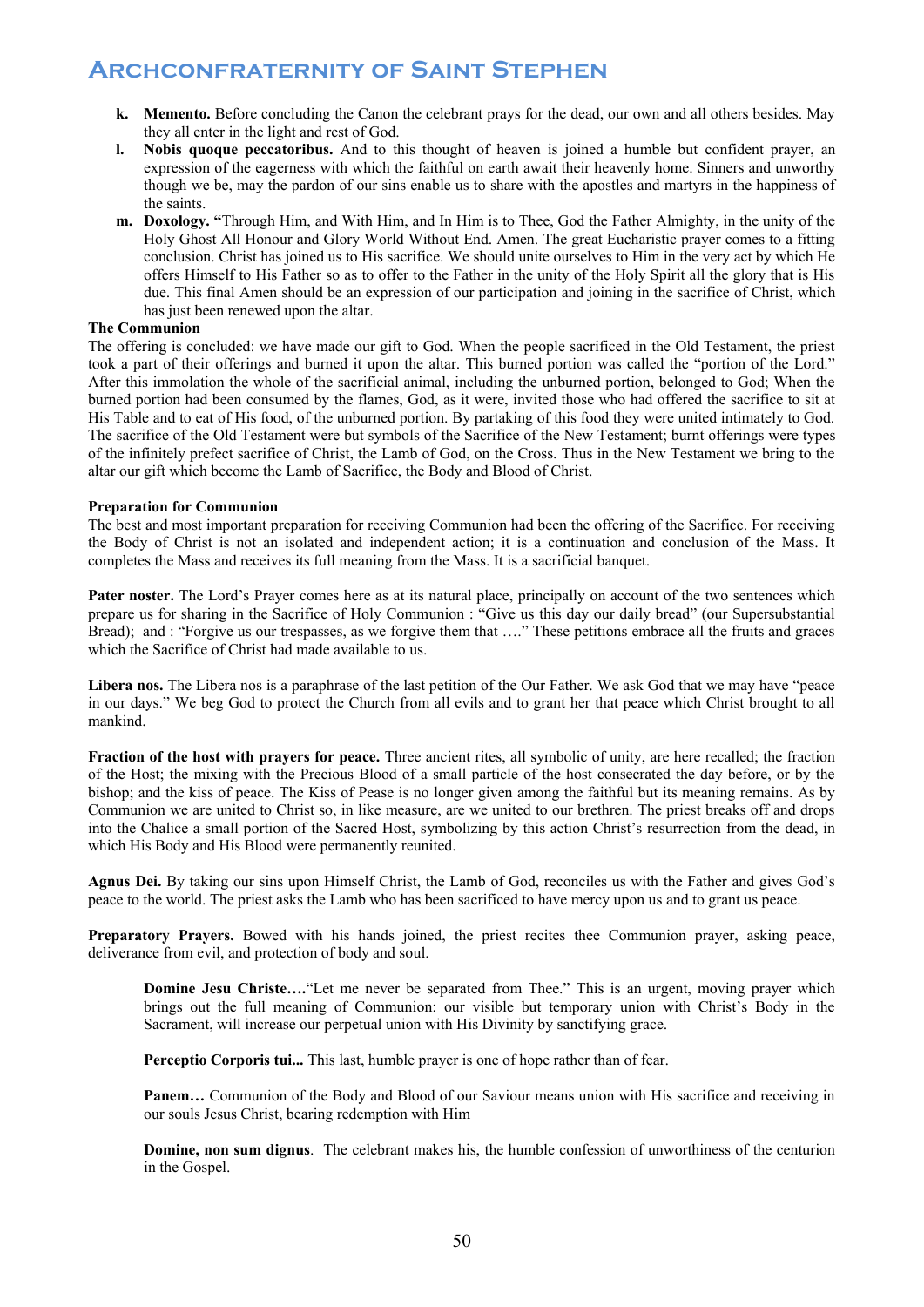- **k. Memento.** Before concluding the Canon the celebrant prays for the dead, our own and all others besides. May they all enter in the light and rest of God.
- **l. Nobis quoque peccatoribus.** And to this thought of heaven is joined a humble but confident prayer, an expression of the eagerness with which the faithful on earth await their heavenly home. Sinners and unworthy though we be, may the pardon of our sins enable us to share with the apostles and martyrs in the happiness of the saints.
- **m. Doxology. "**Through Him, and With Him, and In Him is to Thee, God the Father Almighty, in the unity of the Holy Ghost All Honour and Glory World Without End. Amen. The great Eucharistic prayer comes to a fitting conclusion. Christ has joined us to His sacrifice. We should unite ourselves to Him in the very act by which He offers Himself to His Father so as to offer to the Father in the unity of the Holy Spirit all the glory that is His due. This final Amen should be an expression of our participation and joining in the sacrifice of Christ, which has just been renewed upon the altar.

**The Communion**

The offering is concluded: we have made our gift to God. When the people sacrificed in the Old Testament, the priest took a part of their offerings and burned it upon the altar. This burned portion was called the "portion of the Lord." After this immolation the whole of the sacrificial animal, including the unburned portion, belonged to God; When the burned portion had been consumed by the flames, God, as it were, invited those who had offered the sacrifice to sit at His Table and to eat of His food, of the unburned portion. By partaking of this food they were united intimately to God. The sacrifice of the Old Testament were but symbols of the Sacrifice of the New Testament; burnt offerings were types of the infinitely prefect sacrifice of Christ, the Lamb of God, on the Cross. Thus in the New Testament we bring to the altar our gift which become the Lamb of Sacrifice, the Body and Blood of Christ.

**Preparation for Communion**

The best and most important preparation for receiving Communion had been the offering of the Sacrifice. For receiving the Body of Christ is not an isolated and independent action; it is a continuation and conclusion of the Mass. It completes the Mass and receives its full meaning from the Mass. It is a sacrificial banquet.

**Pater noster.** The Lord's Prayer comes here as at its natural place, principally on account of the two sentences which prepare us for sharing in the Sacrifice of Holy Communion : "Give us this day our daily bread" (our Supersubstantial Bread); and : "Forgive us our trespasses, as we forgive them that …." These petitions embrace all the fruits and graces which the Sacrifice of Christ had made available to us.

**Libera nos.** The Libera nos is a paraphrase of the last petition of the Our Father. We ask God that we may have "peace in our days." We beg God to protect the Church from all evils and to grant her that peace which Christ brought to all mankind.

**Fraction of the host with prayers for peace.** Three ancient rites, all symbolic of unity, are here recalled; the fraction of the Host; the mixing with the Precious Blood of a small particle of the host consecrated the day before, or by the bishop; and the kiss of peace. The Kiss of Pease is no longer given among the faithful but its meaning remains. As by Communion we are united to Christ so, in like measure, are we united to our brethren. The priest breaks off and drops into the Chalice a small portion of the Sacred Host, symbolizing by this action Christ's resurrection from the dead, in which His Body and His Blood were permanently reunited.

**Agnus Dei.** By taking our sins upon Himself Christ, the Lamb of God, reconciles us with the Father and gives God's peace to the world. The priest asks the Lamb who has been sacrificed to have mercy upon us and to grant us peace.

**Preparatory Prayers.** Bowed with his hands joined, the priest recites thee Communion prayer, asking peace, deliverance from evil, and protection of body and soul.

> **Domine Jesu Christe….**"Let me never be separated from Thee." This is an urgent, moving prayer which brings out the full meaning of Communion: our visible but temporary union with Christ's Body in the Sacrament, will increase our perpetual union with His Divinity by sanctifying grace.
>
> **Perceptio Corporis tui...** This last, humble prayer is one of hope rather than of fear.
>
> **Panem…** Communion of the Body and Blood of our Saviour means union with His sacrifice and receiving in our souls Jesus Christ, bearing redemption with Him
>
> **Domine, non sum dignus**. The celebrant makes his, the humble confession of unworthiness of the centurion in the Gospel.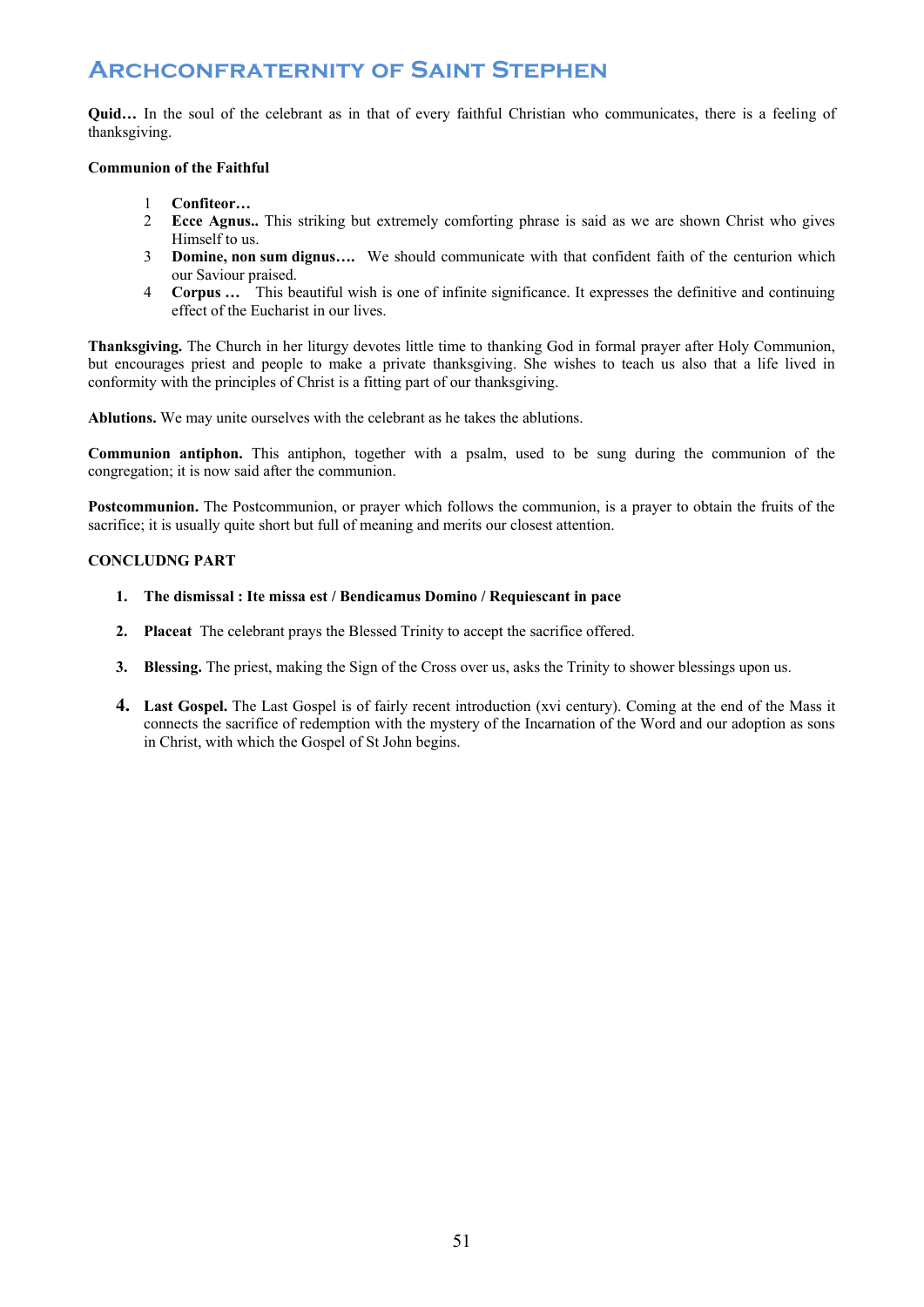**Quid…** In the soul of the celebrant as in that of every faithful Christian who communicates, there is a feeling of thanksgiving.

**Communion of the Faithful**

1 **Confiteor…**
2 **Ecce Agnus..** This striking but extremely comforting phrase is said as we are shown Christ who gives Himself to us.
3 **Domine, non sum dignus….** We should communicate with that confident faith of the centurion which our Saviour praised.
4 **Corpus …** This beautiful wish is one of infinite significance. It expresses the definitive and continuing effect of the Eucharist in our lives.

**Thanksgiving.** The Church in her liturgy devotes little time to thanking God in formal prayer after Holy Communion, but encourages priest and people to make a private thanksgiving. She wishes to teach us also that a life lived in conformity with the principles of Christ is a fitting part of our thanksgiving.

**Ablutions.** We may unite ourselves with the celebrant as he takes the ablutions.

**Communion antiphon.** This antiphon, together with a psalm, used to be sung during the communion of the congregation; it is now said after the communion.

**Postcommunion.** The Postcommunion, or prayer which follows the communion, is a prayer to obtain the fruits of the sacrifice; it is usually quite short but full of meaning and merits our closest attention.

**CONCLUDNG PART**

1. **The dismissal : Ite missa est / Bendicamus Domino / Requiescant in pace**

2. **Placeat** The celebrant prays the Blessed Trinity to accept the sacrifice offered.

3. **Blessing.** The priest, making the Sign of the Cross over us, asks the Trinity to shower blessings upon us.

4. **Last Gospel.** The Last Gospel is of fairly recent introduction (xvi century). Coming at the end of the Mass it connects the sacrifice of redemption with the mystery of the Incarnation of the Word and our adoption as sons in Christ, with which the Gospel of St John begins.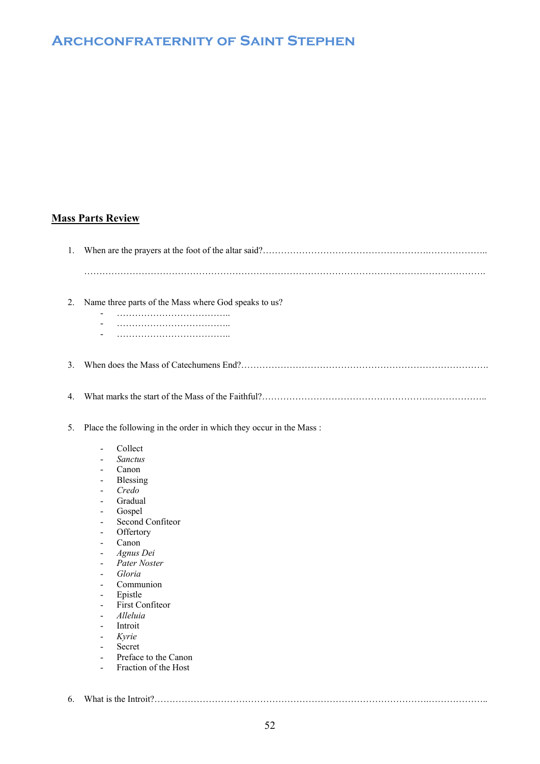## Mass Parts Review

1. When are the prayers at the foot of the altar said?…………………………………………………..………………..

   ……………………………………………………………………………………………………………………….

2. Name three parts of the Mass where God speaks to us?
   - ………………………………..
   - ………………………………..
   - ………………………………..

3. When does the Mass of Catechumens End?……………………………………………………………………….

4. What marks the start of the Mass of the Faithful?…………………………………………………..………………..

5. Place the following in the order in which they occur in the Mass :

   - Collect
   - *Sanctus*
   - Canon
   - Blessing
   - *Credo*
   - Gradual
   - Gospel
   - Second Confiteor
   - Offertory
   - Canon
   - *Agnus Dei*
   - *Pater Noster*
   - *Gloria*
   - Communion
   - Epistle
   - First Confiteor
   - *Alleluia*
   - Introit
   - *Kyrie*
   - Secret
   - Preface to the Canon
   - Fraction of the Host

6. What is the Introit?……………………………………………………………………………………..………………..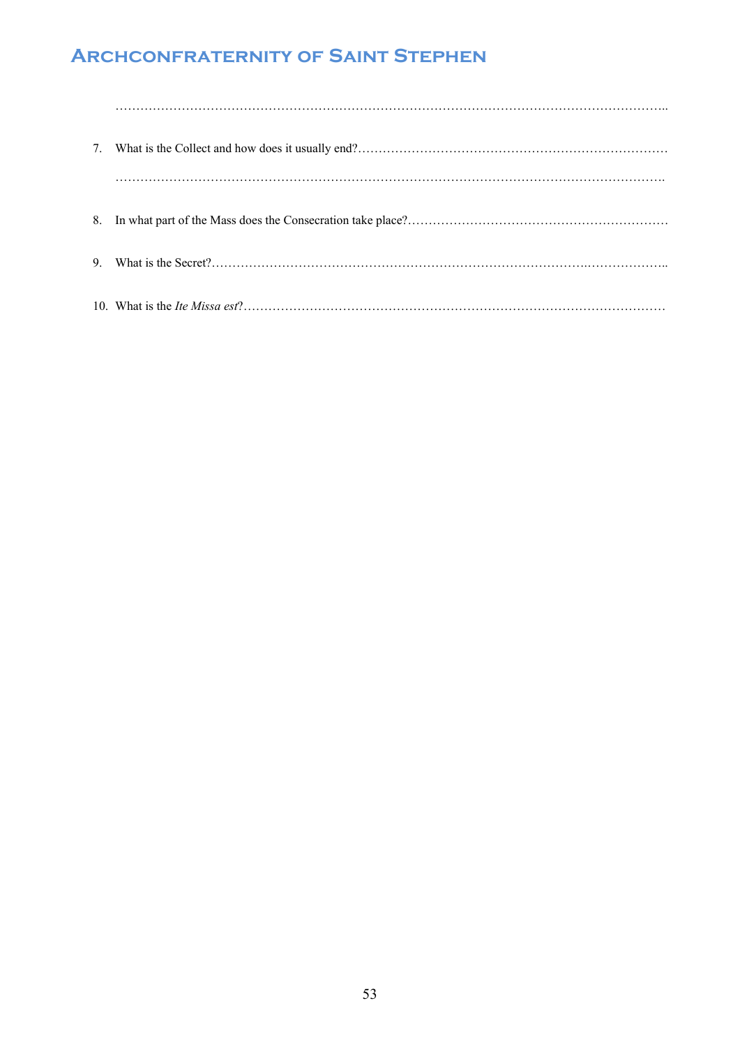……………………………………………………………………………………………………………………..

7. What is the Collect and how does it usually end?………………………………………………………………

…………………………………………………………………………………………………………………….

8. In what part of the Mass does the Consecration take place?…………………………………………………….

9. What is the Secret?………………………………………………………………………………..………………..

10. What is the *Ite Missa est*?…………………………………………………………………………………………